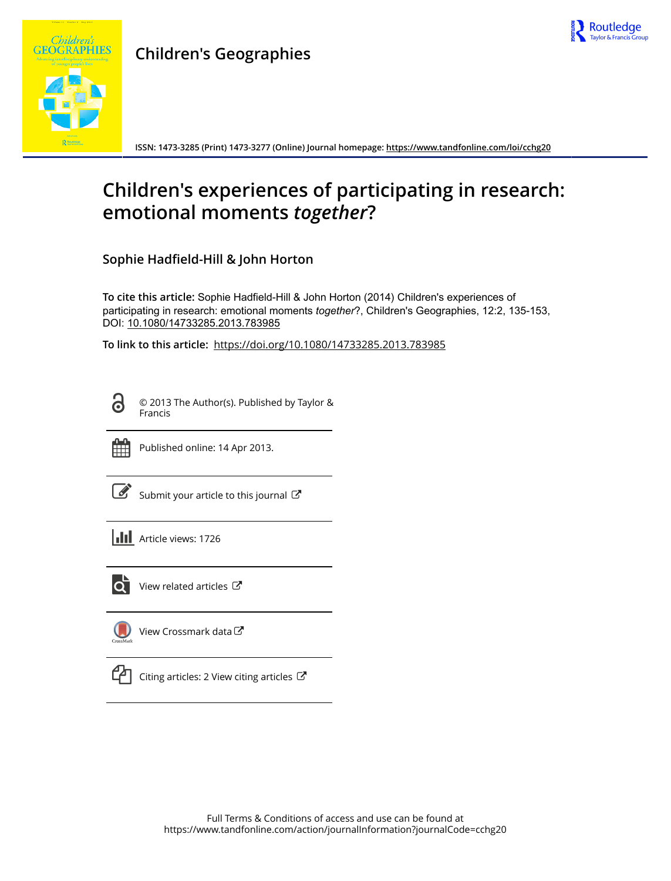# Children's Geographies

ISSN: 1473-3285 (Print) 1473-3277 (Online) Journal homepage: https://www.tandfonline.com/loi/cchg20

# Children's experiences of participating in research: emotional moments *together*?

## Sophie Hadfield-Hill & John Horton

**To cite this article:** Sophie Hadfield-Hill & John Horton (2014) Children's experiences of participating in research: emotional moments *together*?, Children's Geographies, 12:2, 135-153, DOI: 10.1080/14733285.2013.783985

**To link to this article:** https://doi.org/10.1080/14733285.2013.783985

© 2013 The Author(s). Published by Taylor & Francis

Published online: 14 Apr 2013.

Submit your article to this journal

Article views: 1726

View related articles

View Crossmark data

Citing articles: 2 View citing articles

Full Terms & Conditions of access and use can be found at
https://www.tandfonline.com/action/journalInformation?journalCode=cchg20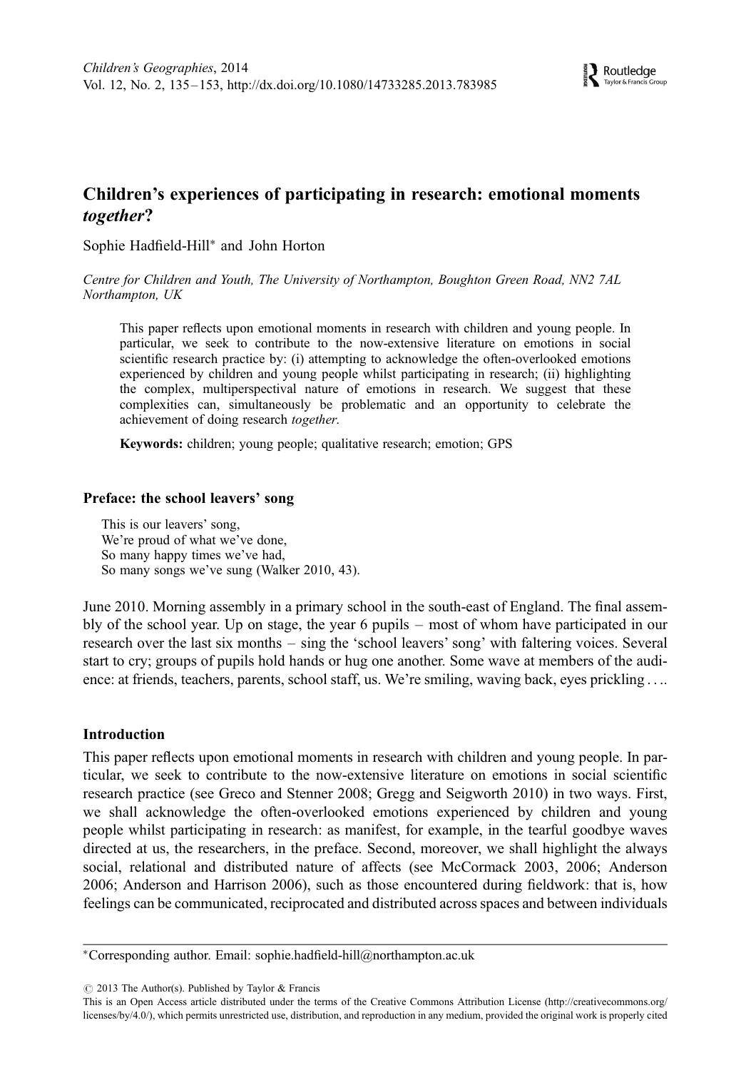# Children's experiences of participating in research: emotional moments *together*?

Sophie Hadfield-Hill* and John Horton

*Centre for Children and Youth, The University of Northampton, Boughton Green Road, NN2 7AL Northampton, UK*

> This paper reflects upon emotional moments in research with children and young people. In particular, we seek to contribute to the now-extensive literature on emotions in social scientific research practice by: (i) attempting to acknowledge the often-overlooked emotions experienced by children and young people whilst participating in research; (ii) highlighting the complex, multiperspectival nature of emotions in research. We suggest that these complexities can, simultaneously be problematic and an opportunity to celebrate the achievement of doing research *together*.
>
> **Keywords:** children; young people; qualitative research; emotion; GPS

### Preface: the school leavers' song

> This is our leavers' song,
> We're proud of what we've done,
> So many happy times we've had,
> So many songs we've sung (Walker 2010, 43).

June 2010. Morning assembly in a primary school in the south-east of England. The final assembly of the school year. Up on stage, the year 6 pupils – most of whom have participated in our research over the last six months – sing the 'school leavers' song' with faltering voices. Several start to cry; groups of pupils hold hands or hug one another. Some wave at members of the audience: at friends, teachers, parents, school staff, us. We're smiling, waving back, eyes prickling . . ..

### Introduction

This paper reflects upon emotional moments in research with children and young people. In particular, we seek to contribute to the now-extensive literature on emotions in social scientific research practice (see Greco and Stenner 2008; Gregg and Seigworth 2010) in two ways. First, we shall acknowledge the often-overlooked emotions experienced by children and young people whilst participating in research: as manifest, for example, in the tearful goodbye waves directed at us, the researchers, in the preface. Second, moreover, we shall highlight the always social, relational and distributed nature of affects (see McCormack 2003, 2006; Anderson 2006; Anderson and Harrison 2006), such as those encountered during fieldwork: that is, how feelings can be communicated, reciprocated and distributed across spaces and between individuals

*Corresponding author. Email: sophie.hadfield-hill@northampton.ac.uk

© 2013 The Author(s). Published by Taylor & Francis

This is an Open Access article distributed under the terms of the Creative Commons Attribution License (http://creativecommons.org/licenses/by/4.0/), which permits unrestricted use, distribution, and reproduction in any medium, provided the original work is properly cited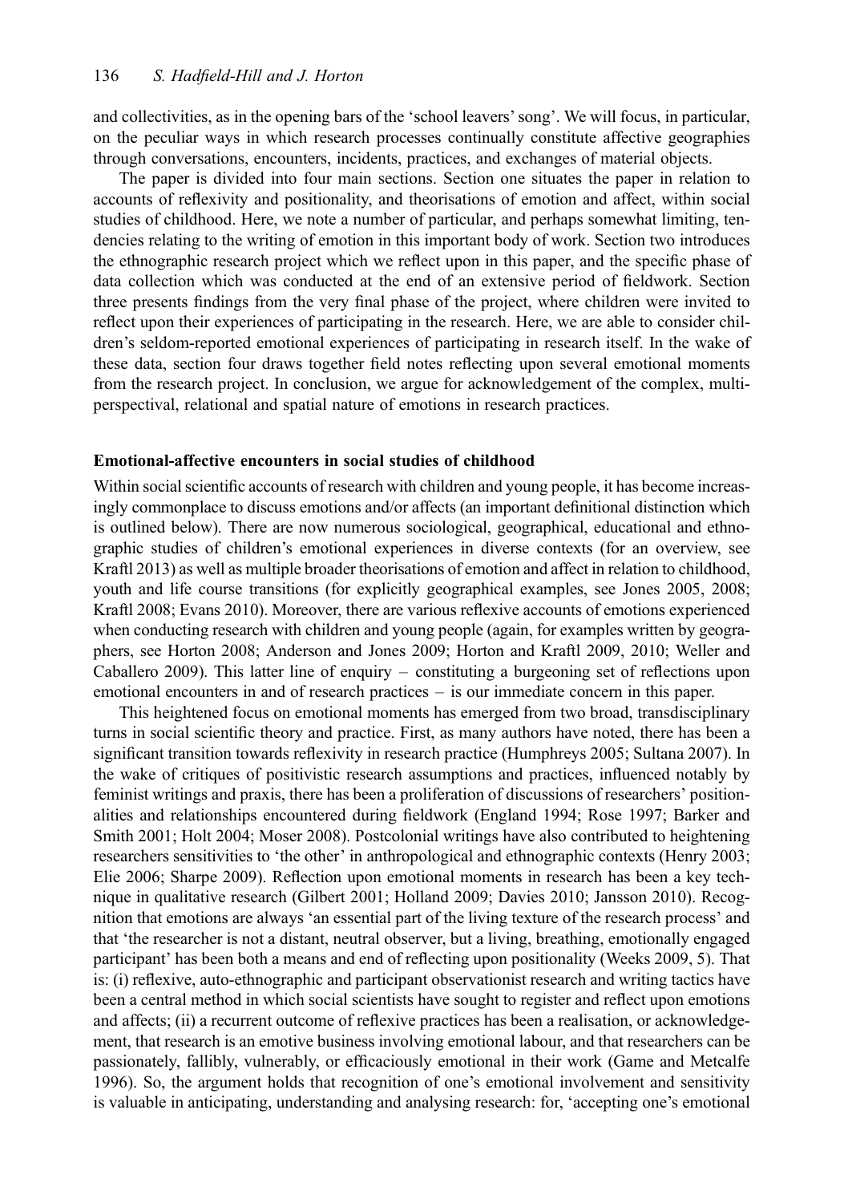and collectivities, as in the opening bars of the 'school leavers' song'. We will focus, in particular, on the peculiar ways in which research processes continually constitute affective geographies through conversations, encounters, incidents, practices, and exchanges of material objects.

The paper is divided into four main sections. Section one situates the paper in relation to accounts of reflexivity and positionality, and theorisations of emotion and affect, within social studies of childhood. Here, we note a number of particular, and perhaps somewhat limiting, tendencies relating to the writing of emotion in this important body of work. Section two introduces the ethnographic research project which we reflect upon in this paper, and the specific phase of data collection which was conducted at the end of an extensive period of fieldwork. Section three presents findings from the very final phase of the project, where children were invited to reflect upon their experiences of participating in the research. Here, we are able to consider children's seldom-reported emotional experiences of participating in research itself. In the wake of these data, section four draws together field notes reflecting upon several emotional moments from the research project. In conclusion, we argue for acknowledgement of the complex, multi-perspectival, relational and spatial nature of emotions in research practices.

## Emotional-affective encounters in social studies of childhood

Within social scientific accounts of research with children and young people, it has become increasingly commonplace to discuss emotions and/or affects (an important definitional distinction which is outlined below). There are now numerous sociological, geographical, educational and ethnographic studies of children's emotional experiences in diverse contexts (for an overview, see Kraftl 2013) as well as multiple broader theorisations of emotion and affect in relation to childhood, youth and life course transitions (for explicitly geographical examples, see Jones 2005, 2008; Kraftl 2008; Evans 2010). Moreover, there are various reflexive accounts of emotions experienced when conducting research with children and young people (again, for examples written by geographers, see Horton 2008; Anderson and Jones 2009; Horton and Kraftl 2009, 2010; Weller and Caballero 2009). This latter line of enquiry – constituting a burgeoning set of reflections upon emotional encounters in and of research practices – is our immediate concern in this paper.

This heightened focus on emotional moments has emerged from two broad, transdisciplinary turns in social scientific theory and practice. First, as many authors have noted, there has been a significant transition towards reflexivity in research practice (Humphreys 2005; Sultana 2007). In the wake of critiques of positivistic research assumptions and practices, influenced notably by feminist writings and praxis, there has been a proliferation of discussions of researchers' positionalities and relationships encountered during fieldwork (England 1994; Rose 1997; Barker and Smith 2001; Holt 2004; Moser 2008). Postcolonial writings have also contributed to heightening researchers sensitivities to 'the other' in anthropological and ethnographic contexts (Henry 2003; Elie 2006; Sharpe 2009). Reflection upon emotional moments in research has been a key technique in qualitative research (Gilbert 2001; Holland 2009; Davies 2010; Jansson 2010). Recognition that emotions are always 'an essential part of the living texture of the research process' and that 'the researcher is not a distant, neutral observer, but a living, breathing, emotionally engaged participant' has been both a means and end of reflecting upon positionality (Weeks 2009, 5). That is: (i) reflexive, auto-ethnographic and participant observationist research and writing tactics have been a central method in which social scientists have sought to register and reflect upon emotions and affects; (ii) a recurrent outcome of reflexive practices has been a realisation, or acknowledgement, that research is an emotive business involving emotional labour, and that researchers can be passionately, fallibly, vulnerably, or efficaciously emotional in their work (Game and Metcalfe 1996). So, the argument holds that recognition of one's emotional involvement and sensitivity is valuable in anticipating, understanding and analysing research: for, 'accepting one's emotional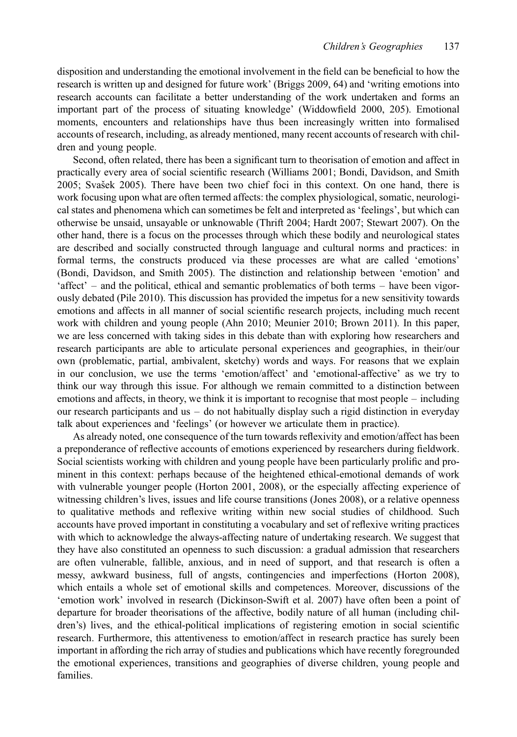disposition and understanding the emotional involvement in the field can be beneficial to how the research is written up and designed for future work' (Briggs 2009, 64) and 'writing emotions into research accounts can facilitate a better understanding of the work undertaken and forms an important part of the process of situating knowledge' (Widdowfield 2000, 205). Emotional moments, encounters and relationships have thus been increasingly written into formalised accounts of research, including, as already mentioned, many recent accounts of research with children and young people.

Second, often related, there has been a significant turn to theorisation of emotion and affect in practically every area of social scientific research (Williams 2001; Bondi, Davidson, and Smith 2005; Svašek 2005). There have been two chief foci in this context. On one hand, there is work focusing upon what are often termed affects: the complex physiological, somatic, neurological states and phenomena which can sometimes be felt and interpreted as 'feelings', but which can otherwise be unsaid, unsayable or unknowable (Thrift 2004; Hardt 2007; Stewart 2007). On the other hand, there is a focus on the processes through which these bodily and neurological states are described and socially constructed through language and cultural norms and practices: in formal terms, the constructs produced via these processes are what are called 'emotions' (Bondi, Davidson, and Smith 2005). The distinction and relationship between 'emotion' and 'affect' – and the political, ethical and semantic problematics of both terms – have been vigorously debated (Pile 2010). This discussion has provided the impetus for a new sensitivity towards emotions and affects in all manner of social scientific research projects, including much recent work with children and young people (Ahn 2010; Meunier 2010; Brown 2011). In this paper, we are less concerned with taking sides in this debate than with exploring how researchers and research participants are able to articulate personal experiences and geographies, in their/our own (problematic, partial, ambivalent, sketchy) words and ways. For reasons that we explain in our conclusion, we use the terms 'emotion/affect' and 'emotional-affective' as we try to think our way through this issue. For although we remain committed to a distinction between emotions and affects, in theory, we think it is important to recognise that most people – including our research participants and us – do not habitually display such a rigid distinction in everyday talk about experiences and 'feelings' (or however we articulate them in practice).

As already noted, one consequence of the turn towards reflexivity and emotion/affect has been a preponderance of reflective accounts of emotions experienced by researchers during fieldwork. Social scientists working with children and young people have been particularly prolific and prominent in this context: perhaps because of the heightened ethical-emotional demands of work with vulnerable younger people (Horton 2001, 2008), or the especially affecting experience of witnessing children's lives, issues and life course transitions (Jones 2008), or a relative openness to qualitative methods and reflexive writing within new social studies of childhood. Such accounts have proved important in constituting a vocabulary and set of reflexive writing practices with which to acknowledge the always-affecting nature of undertaking research. We suggest that they have also constituted an openness to such discussion: a gradual admission that researchers are often vulnerable, fallible, anxious, and in need of support, and that research is often a messy, awkward business, full of angsts, contingencies and imperfections (Horton 2008), which entails a whole set of emotional skills and competences. Moreover, discussions of the 'emotion work' involved in research (Dickinson-Swift et al. 2007) have often been a point of departure for broader theorisations of the affective, bodily nature of all human (including children's) lives, and the ethical-political implications of registering emotion in social scientific research. Furthermore, this attentiveness to emotion/affect in research practice has surely been important in affording the rich array of studies and publications which have recently foregrounded the emotional experiences, transitions and geographies of diverse children, young people and families.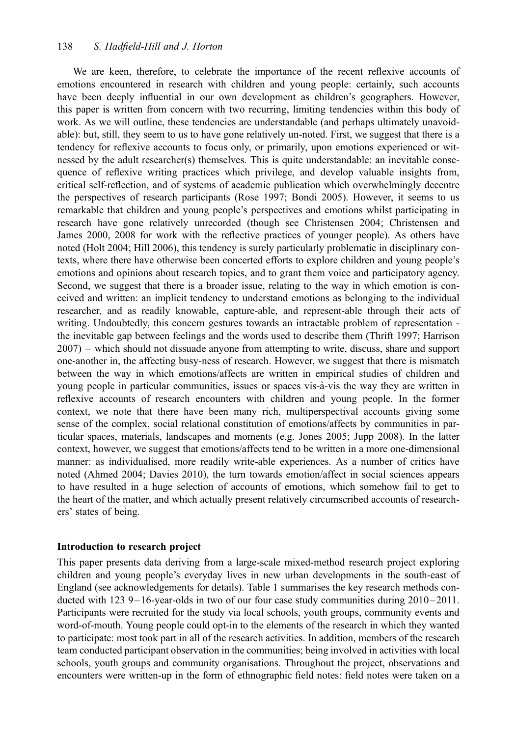We are keen, therefore, to celebrate the importance of the recent reflexive accounts of emotions encountered in research with children and young people: certainly, such accounts have been deeply influential in our own development as children's geographers. However, this paper is written from concern with two recurring, limiting tendencies within this body of work. As we will outline, these tendencies are understandable (and perhaps ultimately unavoidable): but, still, they seem to us to have gone relatively un-noted. First, we suggest that there is a tendency for reflexive accounts to focus only, or primarily, upon emotions experienced or witnessed by the adult researcher(s) themselves. This is quite understandable: an inevitable consequence of reflexive writing practices which privilege, and develop valuable insights from, critical self-reflection, and of systems of academic publication which overwhelmingly decentre the perspectives of research participants (Rose 1997; Bondi 2005). However, it seems to us remarkable that children and young people's perspectives and emotions whilst participating in research have gone relatively unrecorded (though see Christensen 2004; Christensen and James 2000, 2008 for work with the reflective practices of younger people). As others have noted (Holt 2004; Hill 2006), this tendency is surely particularly problematic in disciplinary contexts, where there have otherwise been concerted efforts to explore children and young people's emotions and opinions about research topics, and to grant them voice and participatory agency. Second, we suggest that there is a broader issue, relating to the way in which emotion is conceived and written: an implicit tendency to understand emotions as belonging to the individual researcher, and as readily knowable, capture-able, and represent-able through their acts of writing. Undoubtedly, this concern gestures towards an intractable problem of representation - the inevitable gap between feelings and the words used to describe them (Thrift 1997; Harrison 2007) – which should not dissuade anyone from attempting to write, discuss, share and support one-another in, the affecting busy-ness of research. However, we suggest that there is mismatch between the way in which emotions/affects are written in empirical studies of children and young people in particular communities, issues or spaces vis-à-vis the way they are written in reflexive accounts of research encounters with children and young people. In the former context, we note that there have been many rich, multiperspectival accounts giving some sense of the complex, social relational constitution of emotions/affects by communities in particular spaces, materials, landscapes and moments (e.g. Jones 2005; Jupp 2008). In the latter context, however, we suggest that emotions/affects tend to be written in a more one-dimensional manner: as individualised, more readily write-able experiences. As a number of critics have noted (Ahmed 2004; Davies 2010), the turn towards emotion/affect in social sciences appears to have resulted in a huge selection of accounts of emotions, which somehow fail to get to the heart of the matter, and which actually present relatively circumscribed accounts of researchers' states of being.

### Introduction to research project

This paper presents data deriving from a large-scale mixed-method research project exploring children and young people's everyday lives in new urban developments in the south-east of England (see acknowledgements for details). Table 1 summarises the key research methods conducted with 123 9–16-year-olds in two of our four case study communities during 2010–2011. Participants were recruited for the study via local schools, youth groups, community events and word-of-mouth. Young people could opt-in to the elements of the research in which they wanted to participate: most took part in all of the research activities. In addition, members of the research team conducted participant observation in the communities; being involved in activities with local schools, youth groups and community organisations. Throughout the project, observations and encounters were written-up in the form of ethnographic field notes: field notes were taken on a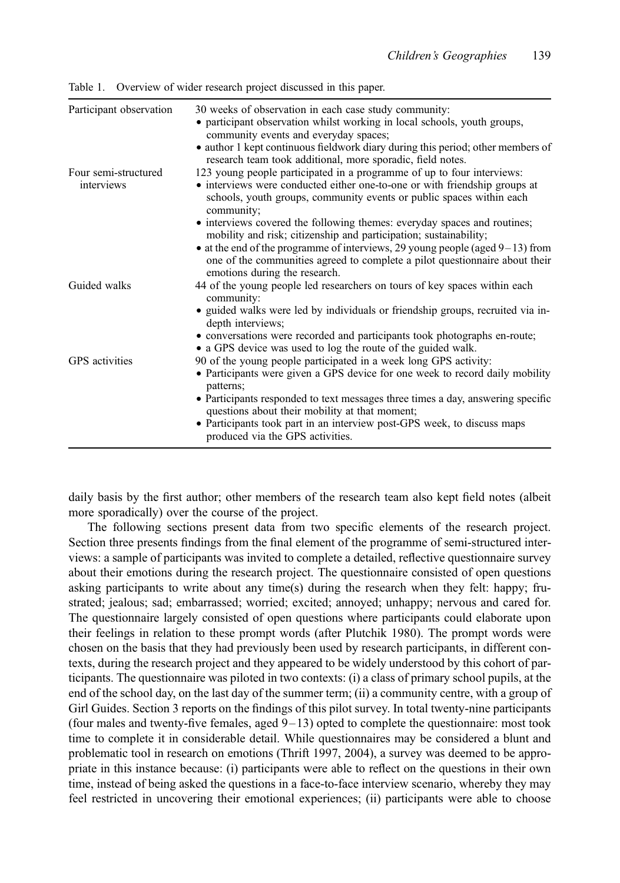Table 1. Overview of wider research project discussed in this paper.

| | |
|---|---|
| Participant observation | 30 weeks of observation in each case study community:<br>• participant observation whilst working in local schools, youth groups, community events and everyday spaces;<br>• author 1 kept continuous fieldwork diary during this period; other members of research team took additional, more sporadic, field notes. |
| Four semi-structured interviews | 123 young people participated in a programme of up to four interviews:<br>• interviews were conducted either one-to-one or with friendship groups at schools, youth groups, community events or public spaces within each community;<br>• interviews covered the following themes: everyday spaces and routines; mobility and risk; citizenship and participation; sustainability;<br>• at the end of the programme of interviews, 29 young people (aged 9–13) from one of the communities agreed to complete a pilot questionnaire about their emotions during the research. |
| Guided walks | 44 of the young people led researchers on tours of key spaces within each community:<br>• guided walks were led by individuals or friendship groups, recruited via in-depth interviews;<br>• conversations were recorded and participants took photographs en-route;<br>• a GPS device was used to log the route of the guided walk. |
| GPS activities | 90 of the young people participated in a week long GPS activity:<br>• Participants were given a GPS device for one week to record daily mobility patterns;<br>• Participants responded to text messages three times a day, answering specific questions about their mobility at that moment;<br>• Participants took part in an interview post-GPS week, to discuss maps produced via the GPS activities. |

daily basis by the first author; other members of the research team also kept field notes (albeit more sporadically) over the course of the project.

The following sections present data from two specific elements of the research project. Section three presents findings from the final element of the programme of semi-structured interviews: a sample of participants was invited to complete a detailed, reflective questionnaire survey about their emotions during the research project. The questionnaire consisted of open questions asking participants to write about any time(s) during the research when they felt: happy; frustrated; jealous; sad; embarrassed; worried; excited; annoyed; unhappy; nervous and cared for. The questionnaire largely consisted of open questions where participants could elaborate upon their feelings in relation to these prompt words (after Plutchik 1980). The prompt words were chosen on the basis that they had previously been used by research participants, in different contexts, during the research project and they appeared to be widely understood by this cohort of participants. The questionnaire was piloted in two contexts: (i) a class of primary school pupils, at the end of the school day, on the last day of the summer term; (ii) a community centre, with a group of Girl Guides. Section 3 reports on the findings of this pilot survey. In total twenty-nine participants (four males and twenty-five females, aged 9–13) opted to complete the questionnaire: most took time to complete it in considerable detail. While questionnaires may be considered a blunt and problematic tool in research on emotions (Thrift 1997, 2004), a survey was deemed to be appropriate in this instance because: (i) participants were able to reflect on the questions in their own time, instead of being asked the questions in a face-to-face interview scenario, whereby they may feel restricted in uncovering their emotional experiences; (ii) participants were able to choose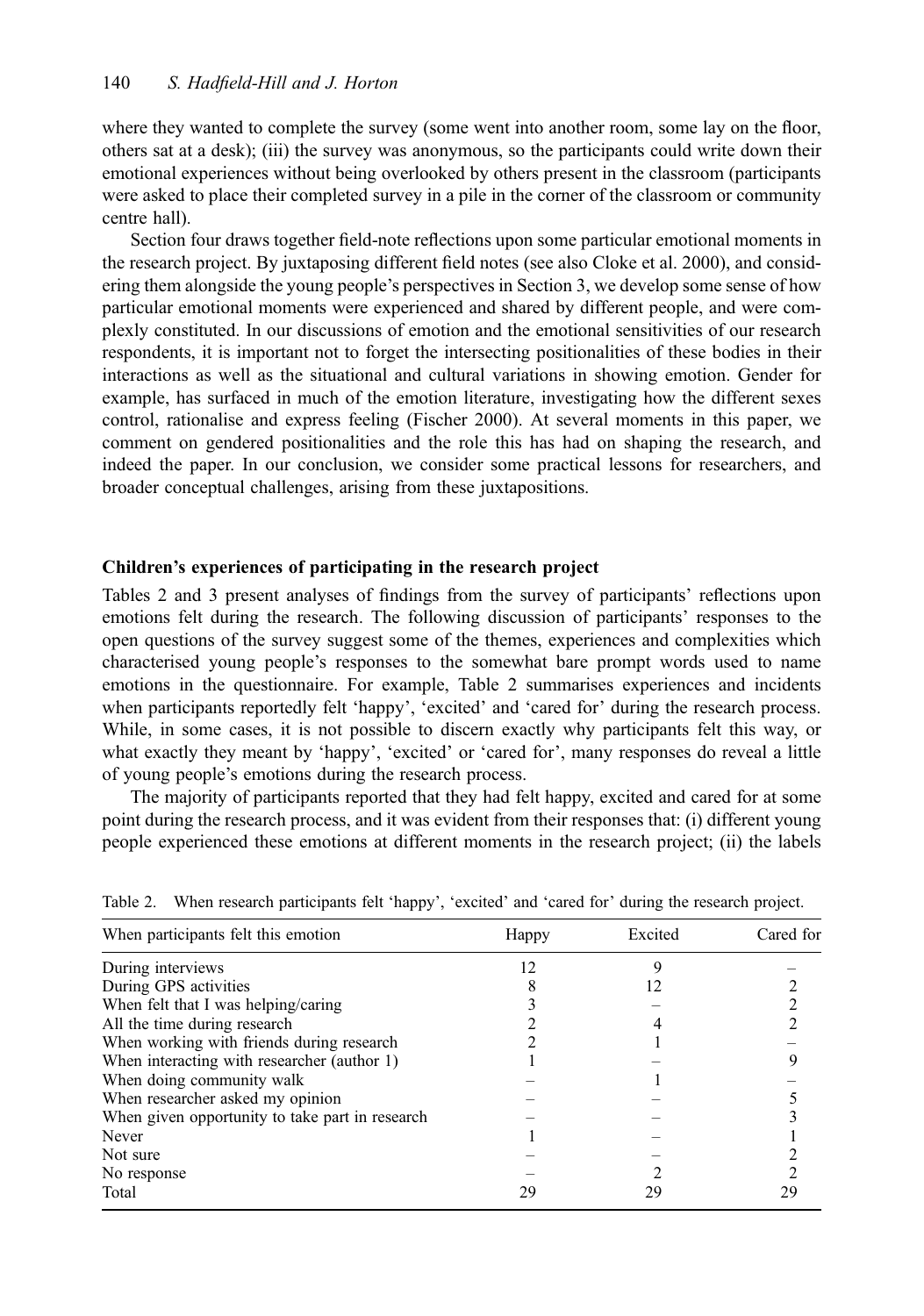where they wanted to complete the survey (some went into another room, some lay on the floor, others sat at a desk); (iii) the survey was anonymous, so the participants could write down their emotional experiences without being overlooked by others present in the classroom (participants were asked to place their completed survey in a pile in the corner of the classroom or community centre hall).

Section four draws together field-note reflections upon some particular emotional moments in the research project. By juxtaposing different field notes (see also Cloke et al. 2000), and considering them alongside the young people's perspectives in Section 3, we develop some sense of how particular emotional moments were experienced and shared by different people, and were complexly constituted. In our discussions of emotion and the emotional sensitivities of our research respondents, it is important not to forget the intersecting positionalities of these bodies in their interactions as well as the situational and cultural variations in showing emotion. Gender for example, has surfaced in much of the emotion literature, investigating how the different sexes control, rationalise and express feeling (Fischer 2000). At several moments in this paper, we comment on gendered positionalities and the role this has had on shaping the research, and indeed the paper. In our conclusion, we consider some practical lessons for researchers, and broader conceptual challenges, arising from these juxtapositions.

## Children's experiences of participating in the research project

Tables 2 and 3 present analyses of findings from the survey of participants' reflections upon emotions felt during the research. The following discussion of participants' responses to the open questions of the survey suggest some of the themes, experiences and complexities which characterised young people's responses to the somewhat bare prompt words used to name emotions in the questionnaire. For example, Table 2 summarises experiences and incidents when participants reportedly felt 'happy', 'excited' and 'cared for' during the research process. While, in some cases, it is not possible to discern exactly why participants felt this way, or what exactly they meant by 'happy', 'excited' or 'cared for', many responses do reveal a little of young people's emotions during the research process.

The majority of participants reported that they had felt happy, excited and cared for at some point during the research process, and it was evident from their responses that: (i) different young people experienced these emotions at different moments in the research project; (ii) the labels

Table 2. When research participants felt 'happy', 'excited' and 'cared for' during the research project.

| When participants felt this emotion | Happy | Excited | Cared for |
|---|---|---|---|
| During interviews | 12 | 9 | – |
| During GPS activities | 8 | 12 | 2 |
| When felt that I was helping/caring | 3 | – | 2 |
| All the time during research | 2 | 4 | 2 |
| When working with friends during research | 2 | 1 | – |
| When interacting with researcher (author 1) | 1 | – | 9 |
| When doing community walk | – | 1 | – |
| When researcher asked my opinion | – | – | 5 |
| When given opportunity to take part in research | – | – | 3 |
| Never | 1 | – | 1 |
| Not sure | – | – | 2 |
| No response | – | 2 | 2 |
| Total | 29 | 29 | 29 |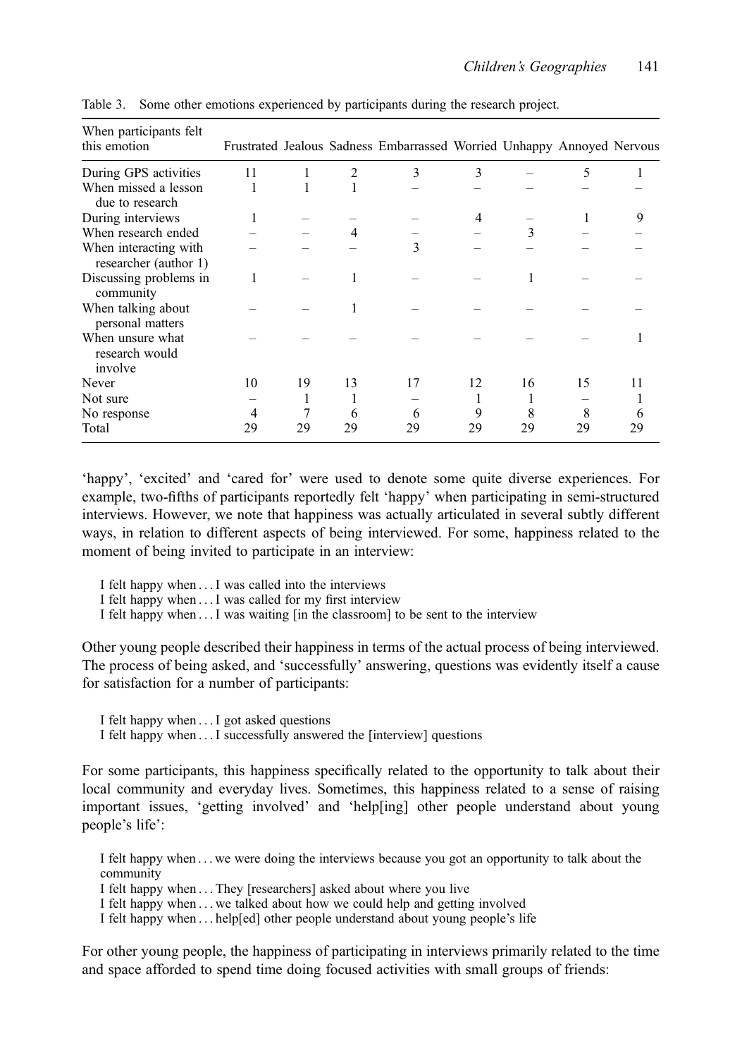Table 3. Some other emotions experienced by participants during the research project.

| When participants felt this emotion | Frustrated | Jealous | Sadness | Embarrassed | Worried | Unhappy | Annoyed | Nervous |
|---|---|---|---|---|---|---|---|---|
| During GPS activities | 11 | 1 | 2 | 3 | 3 | – | 5 | 1 |
| When missed a lesson due to research | 1 | 1 | 1 | – | – | – | – | – |
| During interviews | 1 | – | – | – | 4 | – | 1 | 9 |
| When research ended | – | – | 4 | – | – | 3 | – | – |
| When interacting with researcher (author 1) | – | – | – | 3 | – | – | – | – |
| Discussing problems in community | 1 | – | 1 | – | – | 1 | – | – |
| When talking about personal matters | – | – | 1 | – | – | – | – | – |
| When unsure what research would involve | – | – | – | – | – | – | – | 1 |
| Never | 10 | 19 | 13 | 17 | 12 | 16 | 15 | 11 |
| Not sure | – | 1 | 1 | – | 1 | 1 | – | 1 |
| No response | 4 | 7 | 6 | 6 | 9 | 8 | 8 | 6 |
| Total | 29 | 29 | 29 | 29 | 29 | 29 | 29 | 29 |

'happy', 'excited' and 'cared for' were used to denote some quite diverse experiences. For example, two-fifths of participants reportedly felt 'happy' when participating in semi-structured interviews. However, we note that happiness was actually articulated in several subtly different ways, in relation to different aspects of being interviewed. For some, happiness related to the moment of being invited to participate in an interview:

> I felt happy when ... I was called into the interviews
> I felt happy when ... I was called for my first interview
> I felt happy when ... I was waiting [in the classroom] to be sent to the interview

Other young people described their happiness in terms of the actual process of being interviewed. The process of being asked, and 'successfully' answering, questions was evidently itself a cause for satisfaction for a number of participants:

> I felt happy when ... I got asked questions
> I felt happy when ... I successfully answered the [interview] questions

For some participants, this happiness specifically related to the opportunity to talk about their local community and everyday lives. Sometimes, this happiness related to a sense of raising important issues, 'getting involved' and 'help[ing] other people understand about young people's life':

> I felt happy when ... we were doing the interviews because you got an opportunity to talk about the community
> I felt happy when ... They [researchers] asked about where you live
> I felt happy when ... we talked about how we could help and getting involved
> I felt happy when ... help[ed] other people understand about young people's life

For other young people, the happiness of participating in interviews primarily related to the time and space afforded to spend time doing focused activities with small groups of friends: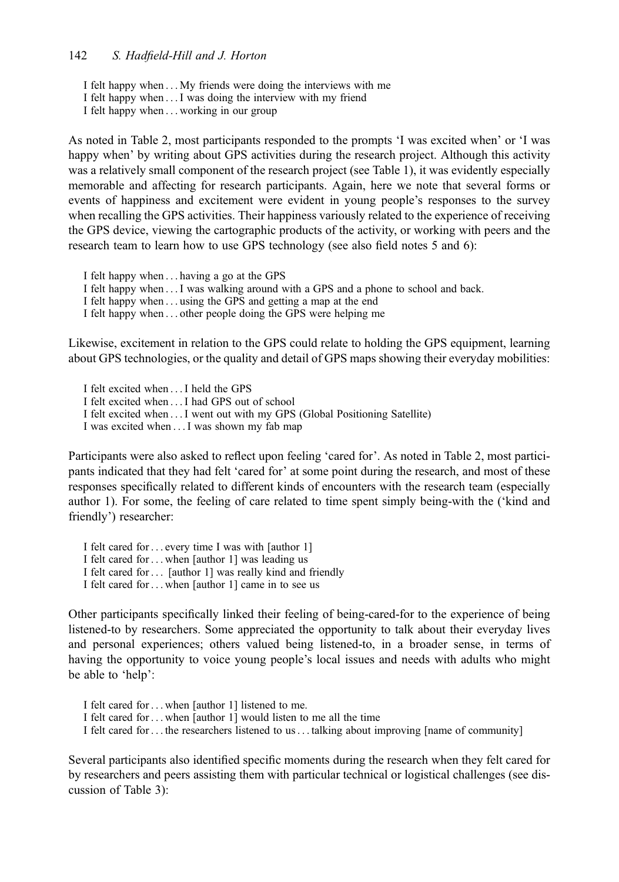I felt happy when . . . My friends were doing the interviews with me
I felt happy when . . . I was doing the interview with my friend
I felt happy when . . . working in our group

As noted in Table 2, most participants responded to the prompts 'I was excited when' or 'I was happy when' by writing about GPS activities during the research project. Although this activity was a relatively small component of the research project (see Table 1), it was evidently especially memorable and affecting for research participants. Again, here we note that several forms or events of happiness and excitement were evident in young people's responses to the survey when recalling the GPS activities. Their happiness variously related to the experience of receiving the GPS device, viewing the cartographic products of the activity, or working with peers and the research team to learn how to use GPS technology (see also field notes 5 and 6):

I felt happy when . . . having a go at the GPS
I felt happy when . . . I was walking around with a GPS and a phone to school and back.
I felt happy when . . . using the GPS and getting a map at the end
I felt happy when . . . other people doing the GPS were helping me

Likewise, excitement in relation to the GPS could relate to holding the GPS equipment, learning about GPS technologies, or the quality and detail of GPS maps showing their everyday mobilities:

I felt excited when . . . I held the GPS
I felt excited when . . . I had GPS out of school
I felt excited when . . . I went out with my GPS (Global Positioning Satellite)
I was excited when . . . I was shown my fab map

Participants were also asked to reflect upon feeling 'cared for'. As noted in Table 2, most participants indicated that they had felt 'cared for' at some point during the research, and most of these responses specifically related to different kinds of encounters with the research team (especially author 1). For some, the feeling of care related to time spent simply being-with the ('kind and friendly') researcher:

I felt cared for . . . every time I was with [author 1]
I felt cared for . . . when [author 1] was leading us
I felt cared for . . . [author 1] was really kind and friendly
I felt cared for . . . when [author 1] came in to see us

Other participants specifically linked their feeling of being-cared-for to the experience of being listened-to by researchers. Some appreciated the opportunity to talk about their everyday lives and personal experiences; others valued being listened-to, in a broader sense, in terms of having the opportunity to voice young people's local issues and needs with adults who might be able to 'help':

I felt cared for . . . when [author 1] listened to me.
I felt cared for . . . when [author 1] would listen to me all the time
I felt cared for . . . the researchers listened to us . . . talking about improving [name of community]

Several participants also identified specific moments during the research when they felt cared for by researchers and peers assisting them with particular technical or logistical challenges (see discussion of Table 3):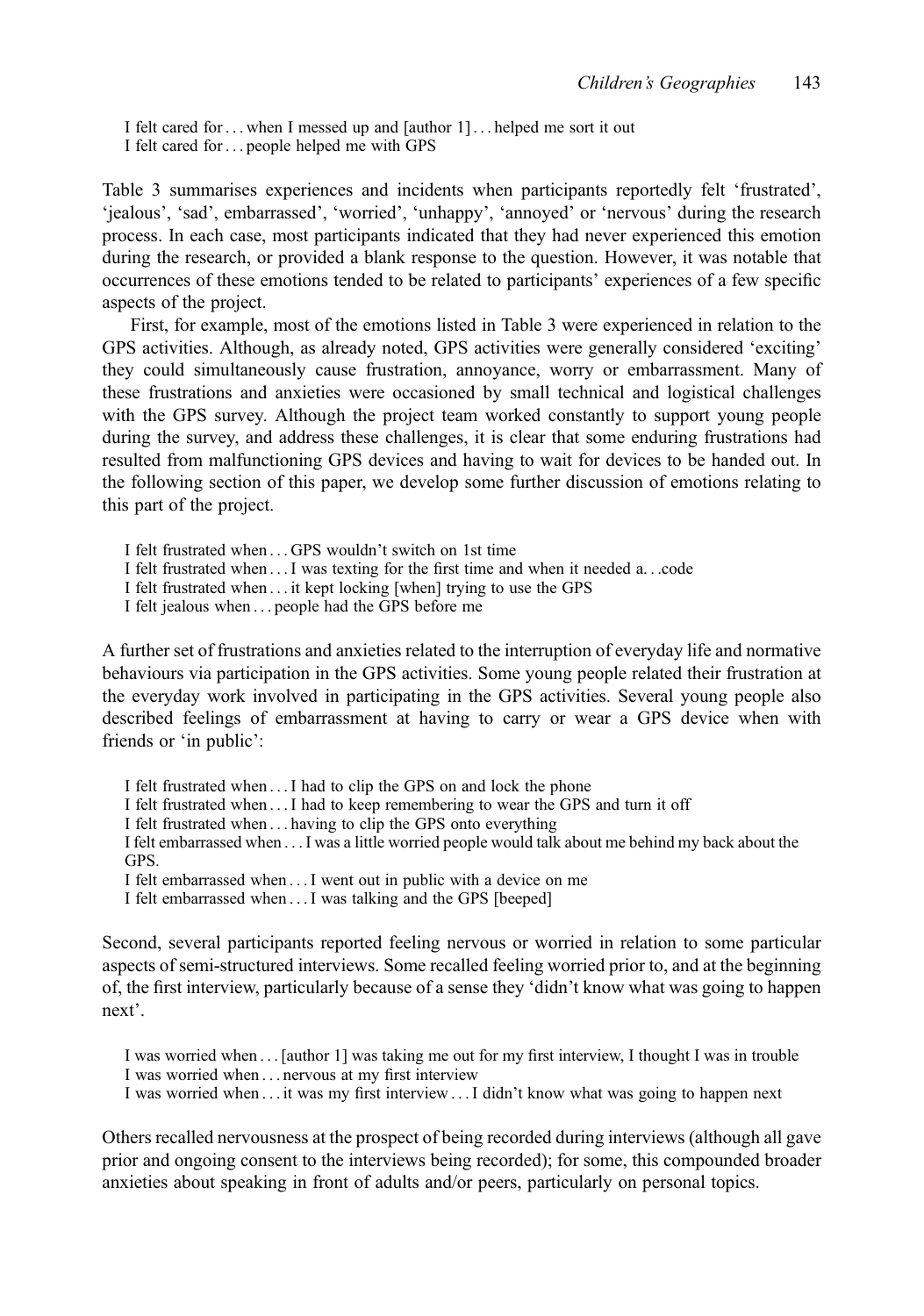I felt cared for . . . when I messed up and [author 1] . . . helped me sort it out  
I felt cared for . . . people helped me with GPS

Table 3 summarises experiences and incidents when participants reportedly felt 'frustrated', 'jealous', 'sad', embarrassed', 'worried', 'unhappy', 'annoyed' or 'nervous' during the research process. In each case, most participants indicated that they had never experienced this emotion during the research, or provided a blank response to the question. However, it was notable that occurrences of these emotions tended to be related to participants' experiences of a few specific aspects of the project.

First, for example, most of the emotions listed in Table 3 were experienced in relation to the GPS activities. Although, as already noted, GPS activities were generally considered 'exciting' they could simultaneously cause frustration, annoyance, worry or embarrassment. Many of these frustrations and anxieties were occasioned by small technical and logistical challenges with the GPS survey. Although the project team worked constantly to support young people during the survey, and address these challenges, it is clear that some enduring frustrations had resulted from malfunctioning GPS devices and having to wait for devices to be handed out. In the following section of this paper, we develop some further discussion of emotions relating to this part of the project.

I felt frustrated when . . . GPS wouldn't switch on 1st time  
I felt frustrated when . . . I was texting for the first time and when it needed a. . .code  
I felt frustrated when . . . it kept locking [when] trying to use the GPS  
I felt jealous when . . . people had the GPS before me

A further set of frustrations and anxieties related to the interruption of everyday life and normative behaviours via participation in the GPS activities. Some young people related their frustration at the everyday work involved in participating in the GPS activities. Several young people also described feelings of embarrassment at having to carry or wear a GPS device when with friends or 'in public':

I felt frustrated when . . . I had to clip the GPS on and lock the phone  
I felt frustrated when . . . I had to keep remembering to wear the GPS and turn it off  
I felt frustrated when . . . having to clip the GPS onto everything  
I felt embarrassed when . . . I was a little worried people would talk about me behind my back about the GPS.  
I felt embarrassed when . . . I went out in public with a device on me  
I felt embarrassed when . . . I was talking and the GPS [beeped]

Second, several participants reported feeling nervous or worried in relation to some particular aspects of semi-structured interviews. Some recalled feeling worried prior to, and at the beginning of, the first interview, particularly because of a sense they 'didn't know what was going to happen next'.

I was worried when . . . [author 1] was taking me out for my first interview, I thought I was in trouble  
I was worried when . . . nervous at my first interview  
I was worried when . . . it was my first interview . . . I didn't know what was going to happen next

Others recalled nervousness at the prospect of being recorded during interviews (although all gave prior and ongoing consent to the interviews being recorded); for some, this compounded broader anxieties about speaking in front of adults and/or peers, particularly on personal topics.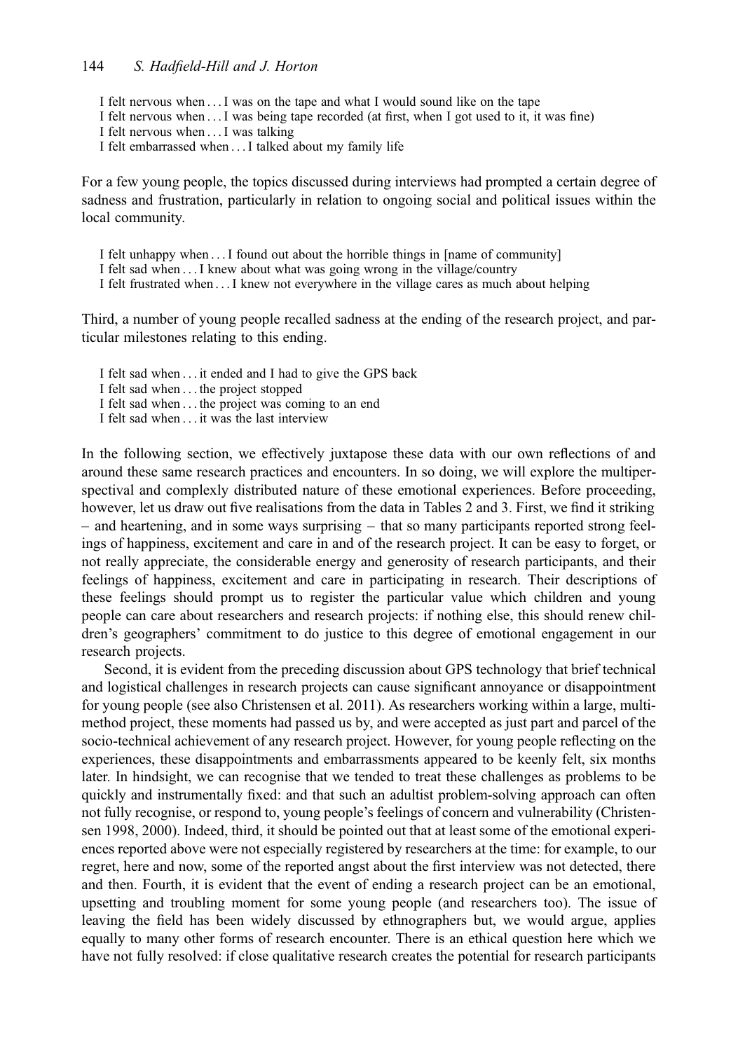I felt nervous when . . . I was on the tape and what I would sound like on the tape
I felt nervous when . . . I was being tape recorded (at first, when I got used to it, it was fine)
I felt nervous when . . . I was talking
I felt embarrassed when . . . I talked about my family life

For a few young people, the topics discussed during interviews had prompted a certain degree of sadness and frustration, particularly in relation to ongoing social and political issues within the local community.

I felt unhappy when . . . I found out about the horrible things in [name of community]
I felt sad when . . . I knew about what was going wrong in the village/country
I felt frustrated when . . . I knew not everywhere in the village cares as much about helping

Third, a number of young people recalled sadness at the ending of the research project, and particular milestones relating to this ending.

I felt sad when . . . it ended and I had to give the GPS back
I felt sad when . . . the project stopped
I felt sad when . . . the project was coming to an end
I felt sad when . . . it was the last interview

In the following section, we effectively juxtapose these data with our own reflections of and around these same research practices and encounters. In so doing, we will explore the multiperspectival and complexly distributed nature of these emotional experiences. Before proceeding, however, let us draw out five realisations from the data in Tables 2 and 3. First, we find it striking – and heartening, and in some ways surprising – that so many participants reported strong feelings of happiness, excitement and care in and of the research project. It can be easy to forget, or not really appreciate, the considerable energy and generosity of research participants, and their feelings of happiness, excitement and care in participating in research. Their descriptions of these feelings should prompt us to register the particular value which children and young people can care about researchers and research projects: if nothing else, this should renew children's geographers' commitment to do justice to this degree of emotional engagement in our research projects.

Second, it is evident from the preceding discussion about GPS technology that brief technical and logistical challenges in research projects can cause significant annoyance or disappointment for young people (see also Christensen et al. 2011). As researchers working within a large, multimethod project, these moments had passed us by, and were accepted as just part and parcel of the socio-technical achievement of any research project. However, for young people reflecting on the experiences, these disappointments and embarrassments appeared to be keenly felt, six months later. In hindsight, we can recognise that we tended to treat these challenges as problems to be quickly and instrumentally fixed: and that such an adultist problem-solving approach can often not fully recognise, or respond to, young people's feelings of concern and vulnerability (Christensen 1998, 2000). Indeed, third, it should be pointed out that at least some of the emotional experiences reported above were not especially registered by researchers at the time: for example, to our regret, here and now, some of the reported angst about the first interview was not detected, there and then. Fourth, it is evident that the event of ending a research project can be an emotional, upsetting and troubling moment for some young people (and researchers too). The issue of leaving the field has been widely discussed by ethnographers but, we would argue, applies equally to many other forms of research encounter. There is an ethical question here which we have not fully resolved: if close qualitative research creates the potential for research participants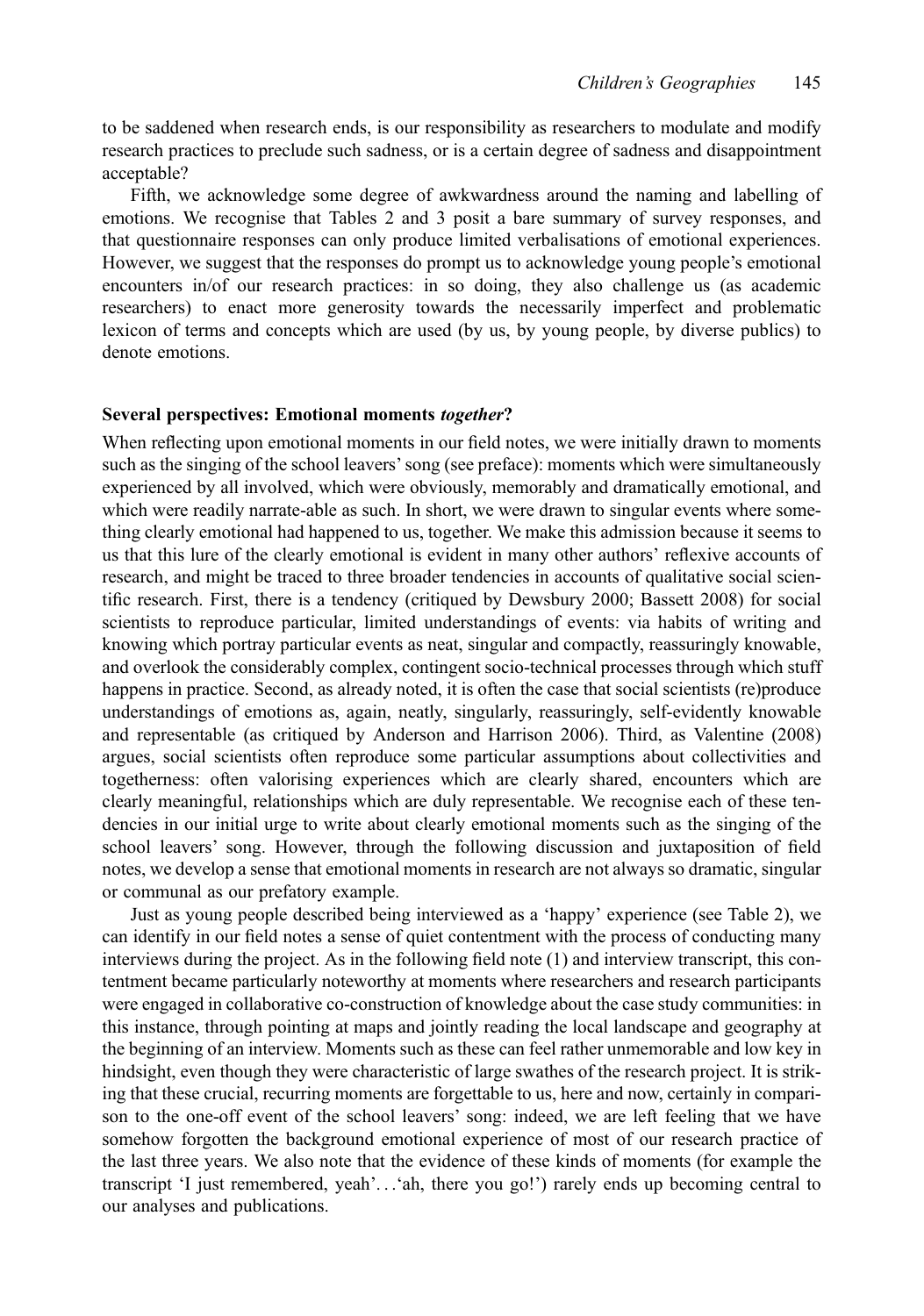to be saddened when research ends, is our responsibility as researchers to modulate and modify research practices to preclude such sadness, or is a certain degree of sadness and disappointment acceptable?

Fifth, we acknowledge some degree of awkwardness around the naming and labelling of emotions. We recognise that Tables 2 and 3 posit a bare summary of survey responses, and that questionnaire responses can only produce limited verbalisations of emotional experiences. However, we suggest that the responses do prompt us to acknowledge young people's emotional encounters in/of our research practices: in so doing, they also challenge us (as academic researchers) to enact more generosity towards the necessarily imperfect and problematic lexicon of terms and concepts which are used (by us, by young people, by diverse publics) to denote emotions.

### Several perspectives: Emotional moments *together*?

When reflecting upon emotional moments in our field notes, we were initially drawn to moments such as the singing of the school leavers' song (see preface): moments which were simultaneously experienced by all involved, which were obviously, memorably and dramatically emotional, and which were readily narrate-able as such. In short, we were drawn to singular events where something clearly emotional had happened to us, together. We make this admission because it seems to us that this lure of the clearly emotional is evident in many other authors' reflexive accounts of research, and might be traced to three broader tendencies in accounts of qualitative social scientific research. First, there is a tendency (critiqued by Dewsbury 2000; Bassett 2008) for social scientists to reproduce particular, limited understandings of events: via habits of writing and knowing which portray particular events as neat, singular and compactly, reassuringly knowable, and overlook the considerably complex, contingent socio-technical processes through which stuff happens in practice. Second, as already noted, it is often the case that social scientists (re)produce understandings of emotions as, again, neatly, singularly, reassuringly, self-evidently knowable and representable (as critiqued by Anderson and Harrison 2006). Third, as Valentine (2008) argues, social scientists often reproduce some particular assumptions about collectivities and togetherness: often valorising experiences which are clearly shared, encounters which are clearly meaningful, relationships which are duly representable. We recognise each of these tendencies in our initial urge to write about clearly emotional moments such as the singing of the school leavers' song. However, through the following discussion and juxtaposition of field notes, we develop a sense that emotional moments in research are not always so dramatic, singular or communal as our prefatory example.

Just as young people described being interviewed as a 'happy' experience (see Table 2), we can identify in our field notes a sense of quiet contentment with the process of conducting many interviews during the project. As in the following field note (1) and interview transcript, this contentment became particularly noteworthy at moments where researchers and research participants were engaged in collaborative co-construction of knowledge about the case study communities: in this instance, through pointing at maps and jointly reading the local landscape and geography at the beginning of an interview. Moments such as these can feel rather unmemorable and low key in hindsight, even though they were characteristic of large swathes of the research project. It is striking that these crucial, recurring moments are forgettable to us, here and now, certainly in comparison to the one-off event of the school leavers' song: indeed, we are left feeling that we have somehow forgotten the background emotional experience of most of our research practice of the last three years. We also note that the evidence of these kinds of moments (for example the transcript 'I just remembered, yeah'…'ah, there you go!') rarely ends up becoming central to our analyses and publications.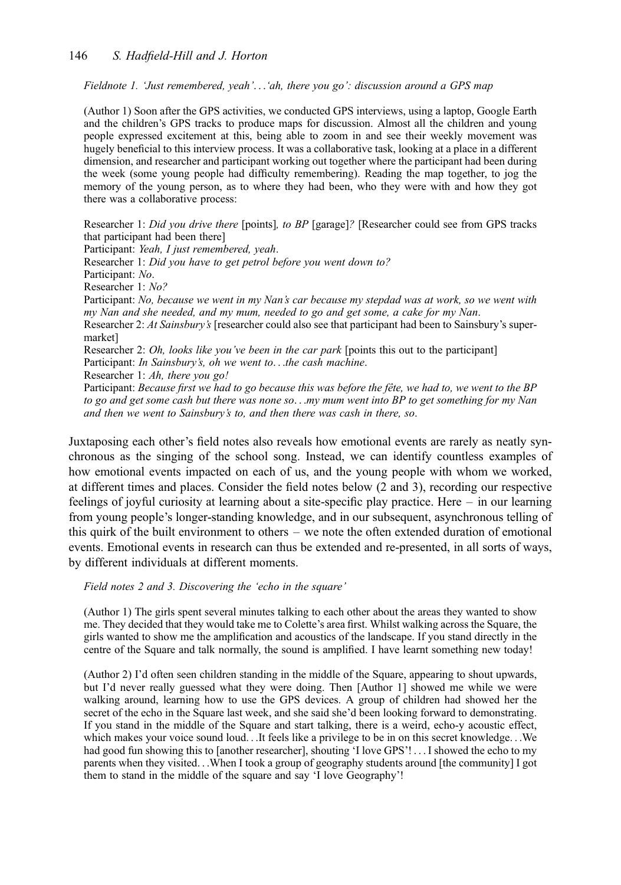*Fieldnote 1. 'Just remembered, yeah'…'ah, there you go': discussion around a GPS map*

> (Author 1) Soon after the GPS activities, we conducted GPS interviews, using a laptop, Google Earth and the children's GPS tracks to produce maps for discussion. Almost all the children and young people expressed excitement at this, being able to zoom in and see their weekly movement was hugely beneficial to this interview process. It was a collaborative task, looking at a place in a different dimension, and researcher and participant working out together where the participant had been during the week (some young people had difficulty remembering). Reading the map together, to jog the memory of the young person, as to where they had been, who they were with and how they got there was a collaborative process:
>
> Researcher 1: *Did you drive there* [points]*, to BP* [garage]*?* [Researcher could see from GPS tracks that participant had been there]
> Participant: *Yeah, I just remembered, yeah*.
> Researcher 1: *Did you have to get petrol before you went down to?*
> Participant: *No*.
> Researcher 1: *No?*
> Participant: *No, because we went in my Nan's car because my stepdad was at work, so we went with my Nan and she needed, and my mum, needed to go and get some, a cake for my Nan*.
> Researcher 2: *At Sainsbury's* [researcher could also see that participant had been to Sainsbury's supermarket]
> Researcher 2: *Oh, looks like you've been in the car park* [points this out to the participant]
> Participant: *In Sainsbury's, oh we went to…the cash machine*.
> Researcher 1: *Ah, there you go!*
> Participant: *Because first we had to go because this was before the fête, we had to, we went to the BP to go and get some cash but there was none so…my mum went into BP to get something for my Nan and then we went to Sainsbury's to, and then there was cash in there, so*.

Juxtaposing each other's field notes also reveals how emotional events are rarely as neatly synchronous as the singing of the school song. Instead, we can identify countless examples of how emotional events impacted on each of us, and the young people with whom we worked, at different times and places. Consider the field notes below (2 and 3), recording our respective feelings of joyful curiosity at learning about a site-specific play practice. Here – in our learning from young people's longer-standing knowledge, and in our subsequent, asynchronous telling of this quirk of the built environment to others – we note the often extended duration of emotional events. Emotional events in research can thus be extended and re-presented, in all sorts of ways, by different individuals at different moments.

*Field notes 2 and 3. Discovering the 'echo in the square'*

> (Author 1) The girls spent several minutes talking to each other about the areas they wanted to show me. They decided that they would take me to Colette's area first. Whilst walking across the Square, the girls wanted to show me the amplification and acoustics of the landscape. If you stand directly in the centre of the Square and talk normally, the sound is amplified. I have learnt something new today!
>
> (Author 2) I'd often seen children standing in the middle of the Square, appearing to shout upwards, but I'd never really guessed what they were doing. Then [Author 1] showed me while we were walking around, learning how to use the GPS devices. A group of children had showed her the secret of the echo in the Square last week, and she said she'd been looking forward to demonstrating. If you stand in the middle of the Square and start talking, there is a weird, echo-y acoustic effect, which makes your voice sound loud…It feels like a privilege to be in on this secret knowledge…We had good fun showing this to [another researcher], shouting 'I love GPS'! … I showed the echo to my parents when they visited…When I took a group of geography students around [the community] I got them to stand in the middle of the square and say 'I love Geography'!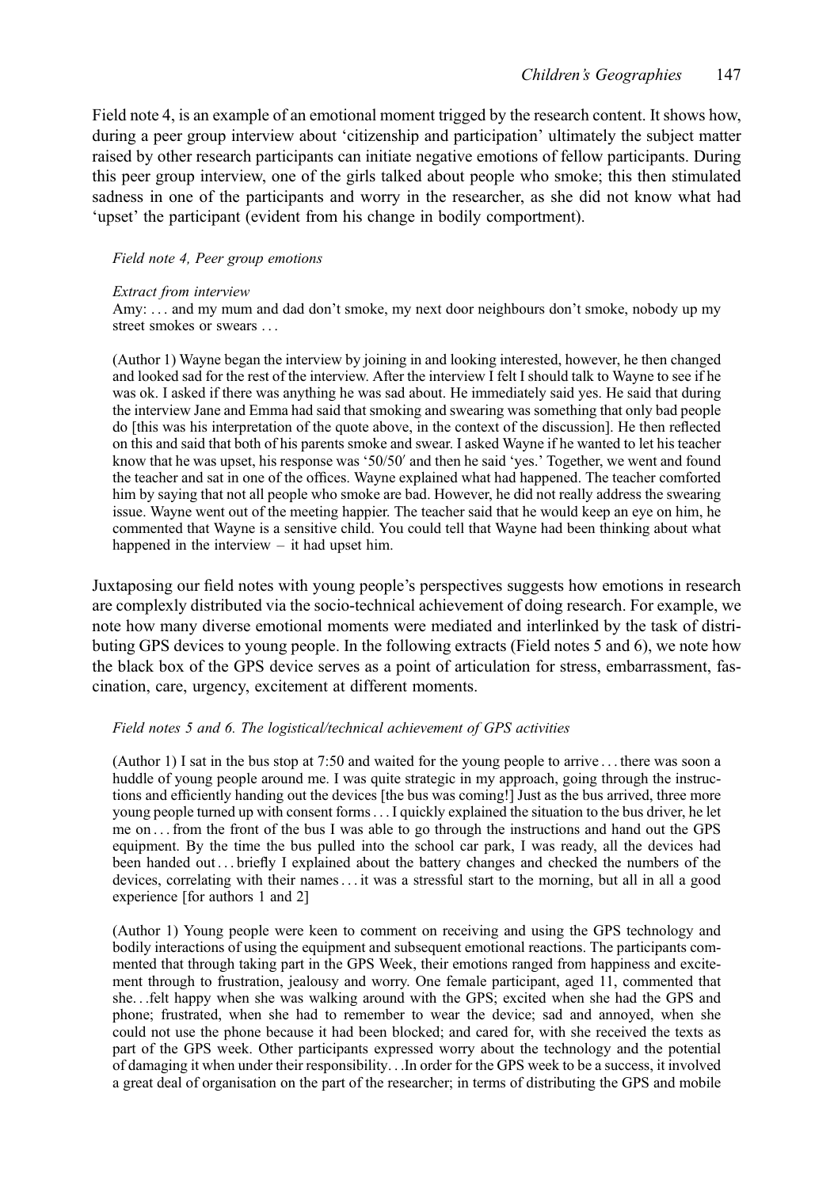Field note 4, is an example of an emotional moment trigged by the research content. It shows how, during a peer group interview about 'citizenship and participation' ultimately the subject matter raised by other research participants can initiate negative emotions of fellow participants. During this peer group interview, one of the girls talked about people who smoke; this then stimulated sadness in one of the participants and worry in the researcher, as she did not know what had 'upset' the participant (evident from his change in bodily comportment).

*Field note 4, Peer group emotions*

*Extract from interview*

Amy: … and my mum and dad don't smoke, my next door neighbours don't smoke, nobody up my street smokes or swears …

(Author 1) Wayne began the interview by joining in and looking interested, however, he then changed and looked sad for the rest of the interview. After the interview I felt I should talk to Wayne to see if he was ok. I asked if there was anything he was sad about. He immediately said yes. He said that during the interview Jane and Emma had said that smoking and swearing was something that only bad people do [this was his interpretation of the quote above, in the context of the discussion]. He then reflected on this and said that both of his parents smoke and swear. I asked Wayne if he wanted to let his teacher know that he was upset, his response was '50/50′ and then he said 'yes.' Together, we went and found the teacher and sat in one of the offices. Wayne explained what had happened. The teacher comforted him by saying that not all people who smoke are bad. However, he did not really address the swearing issue. Wayne went out of the meeting happier. The teacher said that he would keep an eye on him, he commented that Wayne is a sensitive child. You could tell that Wayne had been thinking about what happened in the interview – it had upset him.

Juxtaposing our field notes with young people's perspectives suggests how emotions in research are complexly distributed via the socio-technical achievement of doing research. For example, we note how many diverse emotional moments were mediated and interlinked by the task of distributing GPS devices to young people. In the following extracts (Field notes 5 and 6), we note how the black box of the GPS device serves as a point of articulation for stress, embarrassment, fascination, care, urgency, excitement at different moments.

*Field notes 5 and 6. The logistical/technical achievement of GPS activities*

(Author 1) I sat in the bus stop at 7:50 and waited for the young people to arrive … there was soon a huddle of young people around me. I was quite strategic in my approach, going through the instructions and efficiently handing out the devices [the bus was coming!] Just as the bus arrived, three more young people turned up with consent forms … I quickly explained the situation to the bus driver, he let me on … from the front of the bus I was able to go through the instructions and hand out the GPS equipment. By the time the bus pulled into the school car park, I was ready, all the devices had been handed out … briefly I explained about the battery changes and checked the numbers of the devices, correlating with their names … it was a stressful start to the morning, but all in all a good experience [for authors 1 and 2]

(Author 1) Young people were keen to comment on receiving and using the GPS technology and bodily interactions of using the equipment and subsequent emotional reactions. The participants commented that through taking part in the GPS Week, their emotions ranged from happiness and excitement through to frustration, jealousy and worry. One female participant, aged 11, commented that she…felt happy when she was walking around with the GPS; excited when she had the GPS and phone; frustrated, when she had to remember to wear the device; sad and annoyed, when she could not use the phone because it had been blocked; and cared for, with she received the texts as part of the GPS week. Other participants expressed worry about the technology and the potential of damaging it when under their responsibility…In order for the GPS week to be a success, it involved a great deal of organisation on the part of the researcher; in terms of distributing the GPS and mobile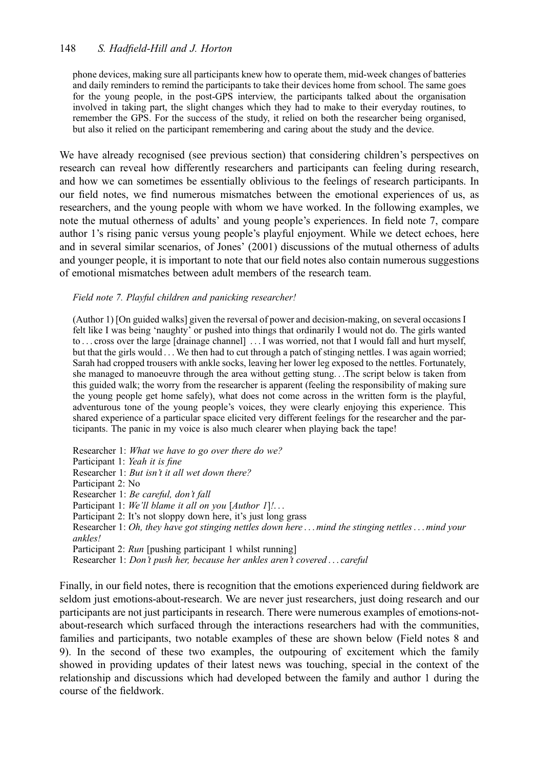phone devices, making sure all participants knew how to operate them, mid-week changes of batteries and daily reminders to remind the participants to take their devices home from school. The same goes for the young people, in the post-GPS interview, the participants talked about the organisation involved in taking part, the slight changes which they had to make to their everyday routines, to remember the GPS. For the success of the study, it relied on both the researcher being organised, but also it relied on the participant remembering and caring about the study and the device.

We have already recognised (see previous section) that considering children's perspectives on research can reveal how differently researchers and participants can feeling during research, and how we can sometimes be essentially oblivious to the feelings of research participants. In our field notes, we find numerous mismatches between the emotional experiences of us, as researchers, and the young people with whom we have worked. In the following examples, we note the mutual otherness of adults' and young people's experiences. In field note 7, compare author 1's rising panic versus young people's playful enjoyment. While we detect echoes, here and in several similar scenarios, of Jones' (2001) discussions of the mutual otherness of adults and younger people, it is important to note that our field notes also contain numerous suggestions of emotional mismatches between adult members of the research team.

*Field note 7. Playful children and panicking researcher!*

(Author 1) [On guided walks] given the reversal of power and decision-making, on several occasions I felt like I was being 'naughty' or pushed into things that ordinarily I would not do. The girls wanted to … cross over the large [drainage channel] … I was worried, not that I would fall and hurt myself, but that the girls would … We then had to cut through a patch of stinging nettles. I was again worried; Sarah had cropped trousers with ankle socks, leaving her lower leg exposed to the nettles. Fortunately, she managed to manoeuvre through the area without getting stung…The script below is taken from this guided walk; the worry from the researcher is apparent (feeling the responsibility of making sure the young people get home safely), what does not come across in the written form is the playful, adventurous tone of the young people's voices, they were clearly enjoying this experience. This shared experience of a particular space elicited very different feelings for the researcher and the participants. The panic in my voice is also much clearer when playing back the tape!

Researcher 1: *What we have to go over there do we?*
Participant 1: *Yeah it is fine*
Researcher 1: *But isn't it all wet down there?*
Participant 2: No
Researcher 1: *Be careful, don't fall*
Participant 1: *We'll blame it all on you* [*Author 1*]*!…*
Participant 2: It's not sloppy down here, it's just long grass
Researcher 1: *Oh, they have got stinging nettles down here … mind the stinging nettles … mind your ankles!*
Participant 2: *Run* [pushing participant 1 whilst running]
Researcher 1: *Don't push her, because her ankles aren't covered … careful*

Finally, in our field notes, there is recognition that the emotions experienced during fieldwork are seldom just emotions-about-research. We are never just researchers, just doing research and our participants are not just participants in research. There were numerous examples of emotions-not-about-research which surfaced through the interactions researchers had with the communities, families and participants, two notable examples of these are shown below (Field notes 8 and 9). In the second of these two examples, the outpouring of excitement which the family showed in providing updates of their latest news was touching, special in the context of the relationship and discussions which had developed between the family and author 1 during the course of the fieldwork.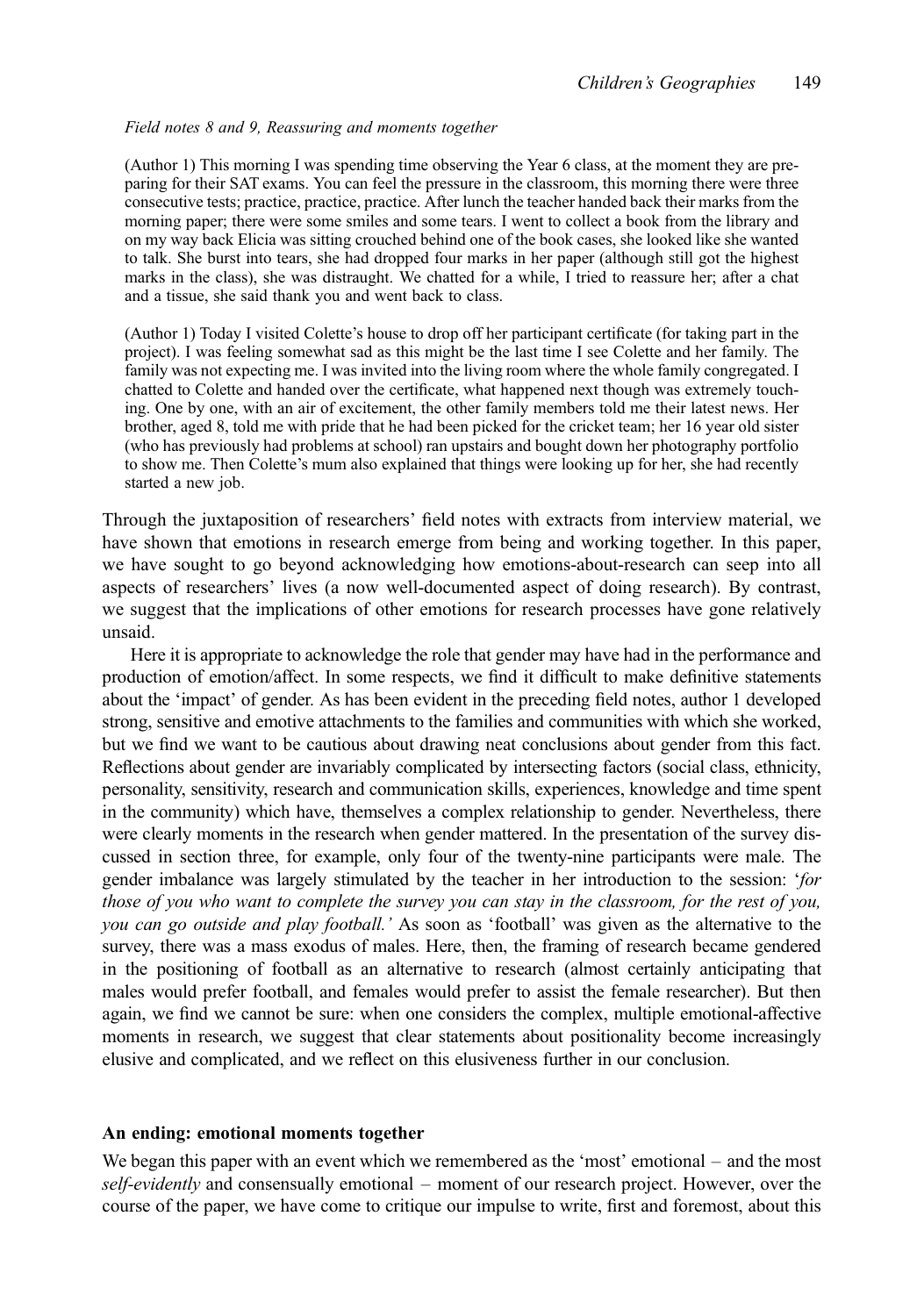*Field notes 8 and 9, Reassuring and moments together*

> (Author 1) This morning I was spending time observing the Year 6 class, at the moment they are preparing for their SAT exams. You can feel the pressure in the classroom, this morning there were three consecutive tests; practice, practice, practice. After lunch the teacher handed back their marks from the morning paper; there were some smiles and some tears. I went to collect a book from the library and on my way back Elicia was sitting crouched behind one of the book cases, she looked like she wanted to talk. She burst into tears, she had dropped four marks in her paper (although still got the highest marks in the class), she was distraught. We chatted for a while, I tried to reassure her; after a chat and a tissue, she said thank you and went back to class.

> (Author 1) Today I visited Colette's house to drop off her participant certificate (for taking part in the project). I was feeling somewhat sad as this might be the last time I see Colette and her family. The family was not expecting me. I was invited into the living room where the whole family congregated. I chatted to Colette and handed over the certificate, what happened next though was extremely touching. One by one, with an air of excitement, the other family members told me their latest news. Her brother, aged 8, told me with pride that he had been picked for the cricket team; her 16 year old sister (who has previously had problems at school) ran upstairs and bought down her photography portfolio to show me. Then Colette's mum also explained that things were looking up for her, she had recently started a new job.

Through the juxtaposition of researchers' field notes with extracts from interview material, we have shown that emotions in research emerge from being and working together. In this paper, we have sought to go beyond acknowledging how emotions-about-research can seep into all aspects of researchers' lives (a now well-documented aspect of doing research). By contrast, we suggest that the implications of other emotions for research processes have gone relatively unsaid.

Here it is appropriate to acknowledge the role that gender may have had in the performance and production of emotion/affect. In some respects, we find it difficult to make definitive statements about the 'impact' of gender. As has been evident in the preceding field notes, author 1 developed strong, sensitive and emotive attachments to the families and communities with which she worked, but we find we want to be cautious about drawing neat conclusions about gender from this fact. Reflections about gender are invariably complicated by intersecting factors (social class, ethnicity, personality, sensitivity, research and communication skills, experiences, knowledge and time spent in the community) which have, themselves a complex relationship to gender. Nevertheless, there were clearly moments in the research when gender mattered. In the presentation of the survey discussed in section three, for example, only four of the twenty-nine participants were male. The gender imbalance was largely stimulated by the teacher in her introduction to the session: '*for those of you who want to complete the survey you can stay in the classroom, for the rest of you, you can go outside and play football.*' As soon as 'football' was given as the alternative to the survey, there was a mass exodus of males. Here, then, the framing of research became gendered in the positioning of football as an alternative to research (almost certainly anticipating that males would prefer football, and females would prefer to assist the female researcher). But then again, we find we cannot be sure: when one considers the complex, multiple emotional-affective moments in research, we suggest that clear statements about positionality become increasingly elusive and complicated, and we reflect on this elusiveness further in our conclusion.

## An ending: emotional moments together

We began this paper with an event which we remembered as the 'most' emotional – and the most *self-evidently* and consensually emotional – moment of our research project. However, over the course of the paper, we have come to critique our impulse to write, first and foremost, about this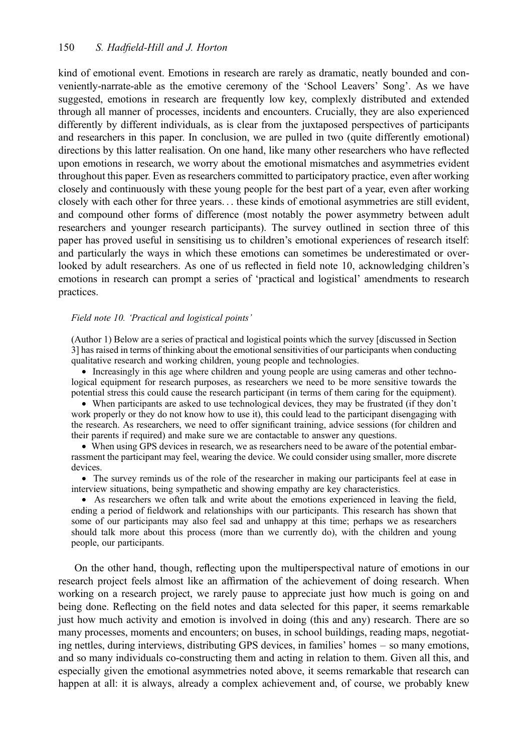kind of emotional event. Emotions in research are rarely as dramatic, neatly bounded and conveniently-narrate-able as the emotive ceremony of the 'School Leavers' Song'. As we have suggested, emotions in research are frequently low key, complexly distributed and extended through all manner of processes, incidents and encounters. Crucially, they are also experienced differently by different individuals, as is clear from the juxtaposed perspectives of participants and researchers in this paper. In conclusion, we are pulled in two (quite differently emotional) directions by this latter realisation. On one hand, like many other researchers who have reflected upon emotions in research, we worry about the emotional mismatches and asymmetries evident throughout this paper. Even as researchers committed to participatory practice, even after working closely and continuously with these young people for the best part of a year, even after working closely with each other for three years… these kinds of emotional asymmetries are still evident, and compound other forms of difference (most notably the power asymmetry between adult researchers and younger research participants). The survey outlined in section three of this paper has proved useful in sensitising us to children's emotional experiences of research itself: and particularly the ways in which these emotions can sometimes be underestimated or overlooked by adult researchers. As one of us reflected in field note 10, acknowledging children's emotions in research can prompt a series of 'practical and logistical' amendments to research practices.

*Field note 10. 'Practical and logistical points'*

(Author 1) Below are a series of practical and logistical points which the survey [discussed in Section 3] has raised in terms of thinking about the emotional sensitivities of our participants when conducting qualitative research and working children, young people and technologies.

- Increasingly in this age where children and young people are using cameras and other technological equipment for research purposes, as researchers we need to be more sensitive towards the potential stress this could cause the research participant (in terms of them caring for the equipment).
- When participants are asked to use technological devices, they may be frustrated (if they don't work properly or they do not know how to use it), this could lead to the participant disengaging with the research. As researchers, we need to offer significant training, advice sessions (for children and their parents if required) and make sure we are contactable to answer any questions.
- When using GPS devices in research, we as researchers need to be aware of the potential embarrassment the participant may feel, wearing the device. We could consider using smaller, more discrete devices.
- The survey reminds us of the role of the researcher in making our participants feel at ease in interview situations, being sympathetic and showing empathy are key characteristics.
- As researchers we often talk and write about the emotions experienced in leaving the field, ending a period of fieldwork and relationships with our participants. This research has shown that some of our participants may also feel sad and unhappy at this time; perhaps we as researchers should talk more about this process (more than we currently do), with the children and young people, our participants.

On the other hand, though, reflecting upon the multiperspectival nature of emotions in our research project feels almost like an affirmation of the achievement of doing research. When working on a research project, we rarely pause to appreciate just how much is going on and being done. Reflecting on the field notes and data selected for this paper, it seems remarkable just how much activity and emotion is involved in doing (this and any) research. There are so many processes, moments and encounters; on buses, in school buildings, reading maps, negotiating nettles, during interviews, distributing GPS devices, in families' homes – so many emotions, and so many individuals co-constructing them and acting in relation to them. Given all this, and especially given the emotional asymmetries noted above, it seems remarkable that research can happen at all: it is always, already a complex achievement and, of course, we probably knew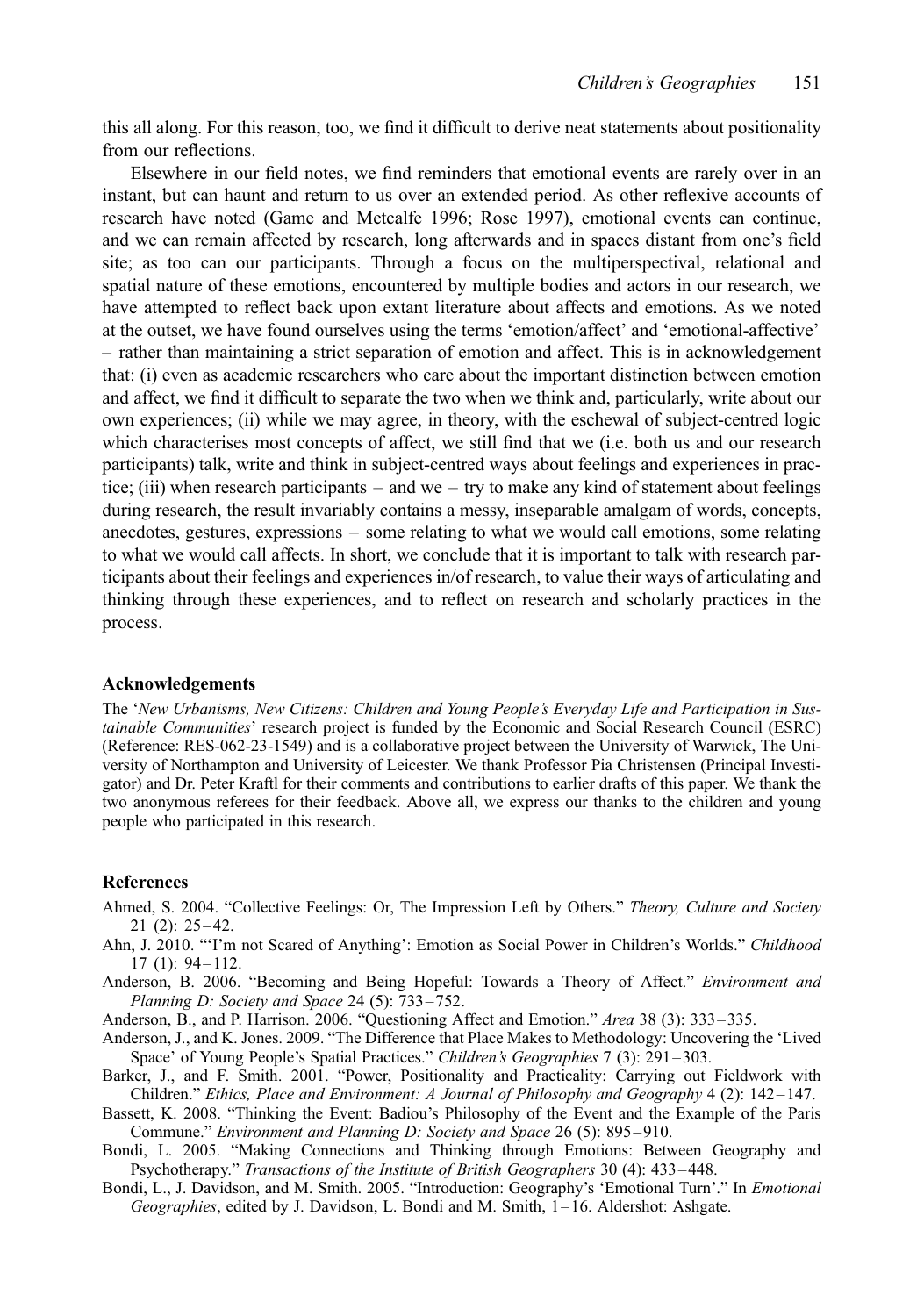this all along. For this reason, too, we find it difficult to derive neat statements about positionality from our reflections.

Elsewhere in our field notes, we find reminders that emotional events are rarely over in an instant, but can haunt and return to us over an extended period. As other reflexive accounts of research have noted (Game and Metcalfe 1996; Rose 1997), emotional events can continue, and we can remain affected by research, long afterwards and in spaces distant from one's field site; as too can our participants. Through a focus on the multiperspectival, relational and spatial nature of these emotions, encountered by multiple bodies and actors in our research, we have attempted to reflect back upon extant literature about affects and emotions. As we noted at the outset, we have found ourselves using the terms 'emotion/affect' and 'emotional-affective' – rather than maintaining a strict separation of emotion and affect. This is in acknowledgement that: (i) even as academic researchers who care about the important distinction between emotion and affect, we find it difficult to separate the two when we think and, particularly, write about our own experiences; (ii) while we may agree, in theory, with the eschewal of subject-centred logic which characterises most concepts of affect, we still find that we (i.e. both us and our research participants) talk, write and think in subject-centred ways about feelings and experiences in practice; (iii) when research participants – and we – try to make any kind of statement about feelings during research, the result invariably contains a messy, inseparable amalgam of words, concepts, anecdotes, gestures, expressions – some relating to what we would call emotions, some relating to what we would call affects. In short, we conclude that it is important to talk with research participants about their feelings and experiences in/of research, to value their ways of articulating and thinking through these experiences, and to reflect on research and scholarly practices in the process.

## Acknowledgements

The '*New Urbanisms, New Citizens: Children and Young People's Everyday Life and Participation in Sustainable Communities*' research project is funded by the Economic and Social Research Council (ESRC) (Reference: RES-062-23-1549) and is a collaborative project between the University of Warwick, The University of Northampton and University of Leicester. We thank Professor Pia Christensen (Principal Investigator) and Dr. Peter Kraftl for their comments and contributions to earlier drafts of this paper. We thank the two anonymous referees for their feedback. Above all, we express our thanks to the children and young people who participated in this research.

## References

Ahmed, S. 2004. "Collective Feelings: Or, The Impression Left by Others." *Theory, Culture and Society* 21 (2): 25–42.

Ahn, J. 2010. "'I'm not Scared of Anything': Emotion as Social Power in Children's Worlds." *Childhood* 17 (1): 94–112.

Anderson, B. 2006. "Becoming and Being Hopeful: Towards a Theory of Affect." *Environment and Planning D: Society and Space* 24 (5): 733–752.

Anderson, B., and P. Harrison. 2006. "Questioning Affect and Emotion." *Area* 38 (3): 333–335.

Anderson, J., and K. Jones. 2009. "The Difference that Place Makes to Methodology: Uncovering the 'Lived Space' of Young People's Spatial Practices." *Children's Geographies* 7 (3): 291–303.

Barker, J., and F. Smith. 2001. "Power, Positionality and Practicality: Carrying out Fieldwork with Children." *Ethics, Place and Environment: A Journal of Philosophy and Geography* 4 (2): 142–147.

Bassett, K. 2008. "Thinking the Event: Badiou's Philosophy of the Event and the Example of the Paris Commune." *Environment and Planning D: Society and Space* 26 (5): 895–910.

Bondi, L. 2005. "Making Connections and Thinking through Emotions: Between Geography and Psychotherapy." *Transactions of the Institute of British Geographers* 30 (4): 433–448.

Bondi, L., J. Davidson, and M. Smith. 2005. "Introduction: Geography's 'Emotional Turn'." In *Emotional Geographies*, edited by J. Davidson, L. Bondi and M. Smith, 1–16. Aldershot: Ashgate.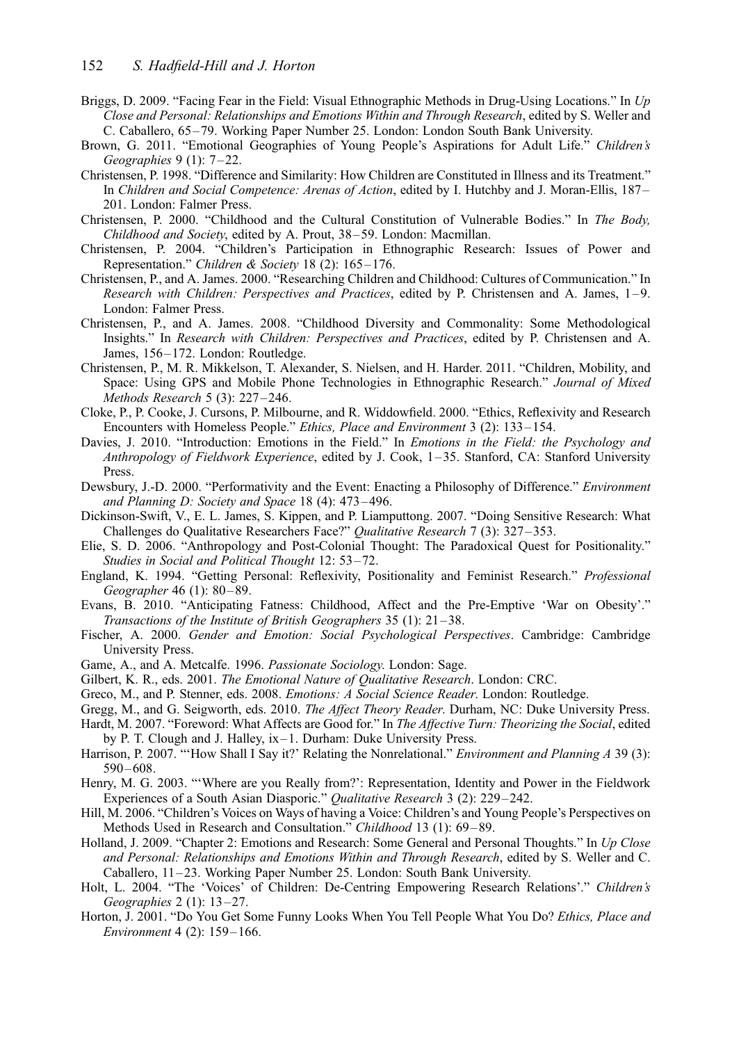Briggs, D. 2009. "Facing Fear in the Field: Visual Ethnographic Methods in Drug-Using Locations." In *Up Close and Personal: Relationships and Emotions Within and Through Research*, edited by S. Weller and C. Caballero, 65–79. Working Paper Number 25. London: London South Bank University.

Brown, G. 2011. "Emotional Geographies of Young People's Aspirations for Adult Life." *Children's Geographies* 9 (1): 7–22.

Christensen, P. 1998. "Difference and Similarity: How Children are Constituted in Illness and its Treatment." In *Children and Social Competence: Arenas of Action*, edited by I. Hutchby and J. Moran-Ellis, 187–201. London: Falmer Press.

Christensen, P. 2000. "Childhood and the Cultural Constitution of Vulnerable Bodies." In *The Body, Childhood and Society*, edited by A. Prout, 38–59. London: Macmillan.

Christensen, P. 2004. "Children's Participation in Ethnographic Research: Issues of Power and Representation." *Children & Society* 18 (2): 165–176.

Christensen, P., and A. James. 2000. "Researching Children and Childhood: Cultures of Communication." In *Research with Children: Perspectives and Practices*, edited by P. Christensen and A. James, 1–9. London: Falmer Press.

Christensen, P., and A. James. 2008. "Childhood Diversity and Commonality: Some Methodological Insights." In *Research with Children: Perspectives and Practices*, edited by P. Christensen and A. James, 156–172. London: Routledge.

Christensen, P., M. R. Mikkelson, T. Alexander, S. Nielsen, and H. Harder. 2011. "Children, Mobility, and Space: Using GPS and Mobile Phone Technologies in Ethnographic Research." *Journal of Mixed Methods Research* 5 (3): 227–246.

Cloke, P., P. Cooke, J. Cursons, P. Milbourne, and R. Widdowfield. 2000. "Ethics, Reflexivity and Research Encounters with Homeless People." *Ethics, Place and Environment* 3 (2): 133–154.

Davies, J. 2010. "Introduction: Emotions in the Field." In *Emotions in the Field: the Psychology and Anthropology of Fieldwork Experience*, edited by J. Cook, 1–35. Stanford, CA: Stanford University Press.

Dewsbury, J.-D. 2000. "Performativity and the Event: Enacting a Philosophy of Difference." *Environment and Planning D: Society and Space* 18 (4): 473–496.

Dickinson-Swift, V., E. L. James, S. Kippen, and P. Liamputtong. 2007. "Doing Sensitive Research: What Challenges do Qualitative Researchers Face?" *Qualitative Research* 7 (3): 327–353.

Elie, S. D. 2006. "Anthropology and Post-Colonial Thought: The Paradoxical Quest for Positionality." *Studies in Social and Political Thought* 12: 53–72.

England, K. 1994. "Getting Personal: Reflexivity, Positionality and Feminist Research." *Professional Geographer* 46 (1): 80–89.

Evans, B. 2010. "Anticipating Fatness: Childhood, Affect and the Pre-Emptive 'War on Obesity'." *Transactions of the Institute of British Geographers* 35 (1): 21–38.

Fischer, A. 2000. *Gender and Emotion: Social Psychological Perspectives*. Cambridge: Cambridge University Press.

Game, A., and A. Metcalfe. 1996. *Passionate Sociology.* London: Sage.

Gilbert, K. R., eds. 2001. *The Emotional Nature of Qualitative Research*. London: CRC.

Greco, M., and P. Stenner, eds. 2008. *Emotions: A Social Science Reader.* London: Routledge.

Gregg, M., and G. Seigworth, eds. 2010. *The Affect Theory Reader*. Durham, NC: Duke University Press.

Hardt, M. 2007. "Foreword: What Affects are Good for." In *The Affective Turn: Theorizing the Social*, edited by P. T. Clough and J. Halley, ix–1. Durham: Duke University Press.

Harrison, P. 2007. "'How Shall I Say it?' Relating the Nonrelational." *Environment and Planning A* 39 (3): 590–608.

Henry, M. G. 2003. "'Where are you Really from?': Representation, Identity and Power in the Fieldwork Experiences of a South Asian Diasporic." *Qualitative Research* 3 (2): 229–242.

Hill, M. 2006. "Children's Voices on Ways of having a Voice: Children's and Young People's Perspectives on Methods Used in Research and Consultation." *Childhood* 13 (1): 69–89.

Holland, J. 2009. "Chapter 2: Emotions and Research: Some General and Personal Thoughts." In *Up Close and Personal: Relationships and Emotions Within and Through Research*, edited by S. Weller and C. Caballero, 11–23. Working Paper Number 25. London: South Bank University.

Holt, L. 2004. "The 'Voices' of Children: De-Centring Empowering Research Relations'." *Children's Geographies* 2 (1): 13–27.

Horton, J. 2001. "Do You Get Some Funny Looks When You Tell People What You Do? *Ethics, Place and Environment* 4 (2): 159–166.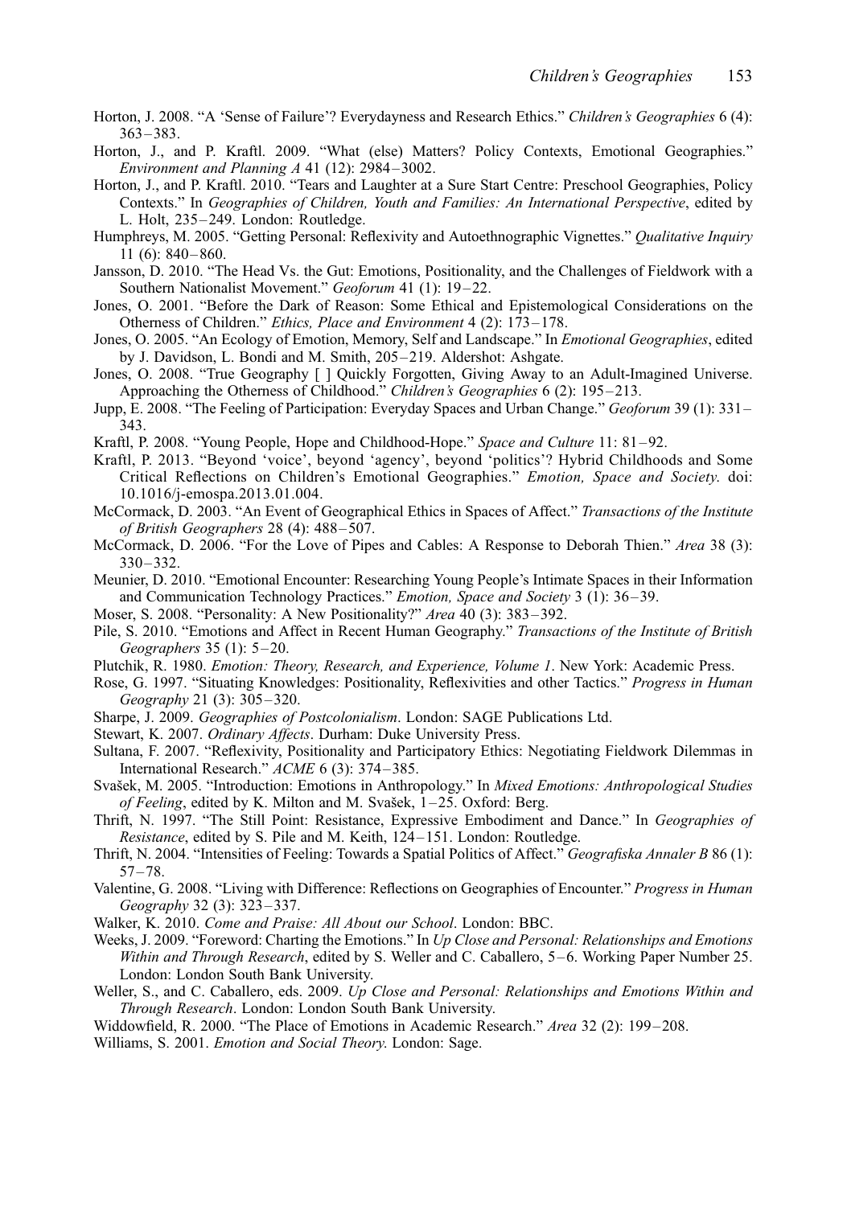Horton, J. 2008. "A 'Sense of Failure'? Everydayness and Research Ethics." *Children's Geographies* 6 (4): 363–383.

Horton, J., and P. Kraftl. 2009. "What (else) Matters? Policy Contexts, Emotional Geographies." *Environment and Planning A* 41 (12): 2984–3002.

Horton, J., and P. Kraftl. 2010. "Tears and Laughter at a Sure Start Centre: Preschool Geographies, Policy Contexts." In *Geographies of Children, Youth and Families: An International Perspective*, edited by L. Holt, 235–249. London: Routledge.

Humphreys, M. 2005. "Getting Personal: Reflexivity and Autoethnographic Vignettes." *Qualitative Inquiry* 11 (6): 840–860.

Jansson, D. 2010. "The Head Vs. the Gut: Emotions, Positionality, and the Challenges of Fieldwork with a Southern Nationalist Movement." *Geoforum* 41 (1): 19–22.

Jones, O. 2001. "Before the Dark of Reason: Some Ethical and Epistemological Considerations on the Otherness of Children." *Ethics, Place and Environment* 4 (2): 173–178.

Jones, O. 2005. "An Ecology of Emotion, Memory, Self and Landscape." In *Emotional Geographies*, edited by J. Davidson, L. Bondi and M. Smith, 205–219. Aldershot: Ashgate.

Jones, O. 2008. "True Geography [ ] Quickly Forgotten, Giving Away to an Adult-Imagined Universe. Approaching the Otherness of Childhood." *Children's Geographies* 6 (2): 195–213.

Jupp, E. 2008. "The Feeling of Participation: Everyday Spaces and Urban Change." *Geoforum* 39 (1): 331–343.

Kraftl, P. 2008. "Young People, Hope and Childhood-Hope." *Space and Culture* 11: 81–92.

Kraftl, P. 2013. "Beyond 'voice', beyond 'agency', beyond 'politics'? Hybrid Childhoods and Some Critical Reflections on Children's Emotional Geographies." *Emotion, Space and Society.* doi: 10.1016/j-emospa.2013.01.004.

McCormack, D. 2003. "An Event of Geographical Ethics in Spaces of Affect." *Transactions of the Institute of British Geographers* 28 (4): 488–507.

McCormack, D. 2006. "For the Love of Pipes and Cables: A Response to Deborah Thien." *Area* 38 (3): 330–332.

Meunier, D. 2010. "Emotional Encounter: Researching Young People's Intimate Spaces in their Information and Communication Technology Practices." *Emotion, Space and Society* 3 (1): 36–39.

Moser, S. 2008. "Personality: A New Positionality?" *Area* 40 (3): 383–392.

Pile, S. 2010. "Emotions and Affect in Recent Human Geography." *Transactions of the Institute of British Geographers* 35 (1): 5–20.

Plutchik, R. 1980. *Emotion: Theory, Research, and Experience, Volume 1*. New York: Academic Press.

Rose, G. 1997. "Situating Knowledges: Positionality, Reflexivities and other Tactics." *Progress in Human Geography* 21 (3): 305–320.

Sharpe, J. 2009. *Geographies of Postcolonialism*. London: SAGE Publications Ltd.

Stewart, K. 2007. *Ordinary Affects*. Durham: Duke University Press.

Sultana, F. 2007. "Reflexivity, Positionality and Participatory Ethics: Negotiating Fieldwork Dilemmas in International Research." *ACME* 6 (3): 374–385.

Svašek, M. 2005. "Introduction: Emotions in Anthropology." In *Mixed Emotions: Anthropological Studies of Feeling*, edited by K. Milton and M. Svašek, 1–25. Oxford: Berg.

Thrift, N. 1997. "The Still Point: Resistance, Expressive Embodiment and Dance." In *Geographies of Resistance*, edited by S. Pile and M. Keith, 124–151. London: Routledge.

Thrift, N. 2004. "Intensities of Feeling: Towards a Spatial Politics of Affect." *Geografiska Annaler B* 86 (1): 57–78.

Valentine, G. 2008. "Living with Difference: Reflections on Geographies of Encounter." *Progress in Human Geography* 32 (3): 323–337.

Walker, K. 2010. *Come and Praise: All About our School*. London: BBC.

Weeks, J. 2009. "Foreword: Charting the Emotions." In *Up Close and Personal: Relationships and Emotions Within and Through Research*, edited by S. Weller and C. Caballero, 5–6. Working Paper Number 25. London: London South Bank University.

Weller, S., and C. Caballero, eds. 2009. *Up Close and Personal: Relationships and Emotions Within and Through Research*. London: London South Bank University.

Widdowfield, R. 2000. "The Place of Emotions in Academic Research." *Area* 32 (2): 199–208.

Williams, S. 2001. *Emotion and Social Theory*. London: Sage.